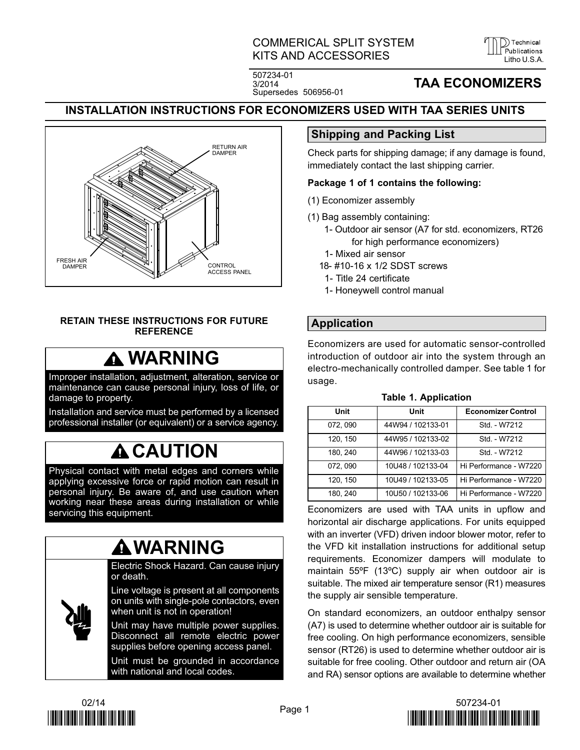COMMERICAL SPLIT SYSTEM KITS AND ACCESSORIES

507234-01
3/2014
Supersedes 506956-01

# TAA ECONOMIZERS

## INSTALLATION INSTRUCTIONS FOR ECONOMIZERS USED WITH TAA SERIES UNITS

RETURN AIR DAMPER

FRESH AIR DAMPER

CONTROL ACCESS PANEL

**RETAIN THESE INSTRUCTIONS FOR FUTURE REFERENCE**

**⚠ WARNING**

Improper installation, adjustment, alteration, service or maintenance can cause personal injury, loss of life, or damage to property.

Installation and service must be performed by a licensed professional installer (or equivalent) or a service agency.

**⚠ CAUTION**

Physical contact with metal edges and corners while applying excessive force or rapid motion can result in personal injury. Be aware of, and use caution when working near these areas during installation or while servicing this equipment.

**⚠ WARNING**

Electric Shock Hazard. Can cause injury or death.

Line voltage is present at all components on units with single-pole contactors, even when unit is not in operation!

Unit may have multiple power supplies. Disconnect all remote electric power supplies before opening access panel.

Unit must be grounded in accordance with national and local codes.

## Shipping and Packing List

Check parts for shipping damage; if any damage is found, immediately contact the last shipping carrier.

**Package 1 of 1 contains the following:**

(1) Economizer assembly

(1) Bag assembly containing:
- 1- Outdoor air sensor (A7 for std. economizers, RT26 for high performance economizers)
- 1- Mixed air sensor
- 18- #10-16 x 1/2 SDST screws
- 1- Title 24 certificate
- 1- Honeywell control manual

## Application

Economizers are used for automatic sensor-controlled introduction of outdoor air into the system through an electro-mechanically controlled damper. See table 1 for usage.

**Table 1. Application**

| Unit | Unit | Economizer Control |
|---|---|---|
| 072, 090 | 44W94 / 102133-01 | Std. - W7212 |
| 120, 150 | 44W95 / 102133-02 | Std. - W7212 |
| 180, 240 | 44W96 / 102133-03 | Std. - W7212 |
| 072, 090 | 10U48 / 102133-04 | Hi Performance - W7220 |
| 120, 150 | 10U49 / 102133-05 | Hi Performance - W7220 |
| 180, 240 | 10U50 / 102133-06 | Hi Performance - W7220 |

Economizers are used with TAA units in upflow and horizontal air discharge applications. For units equipped with an inverter (VFD) driven indoor blower motor, refer to the VFD kit installation instructions for additional setup requirements. Economizer dampers will modulate to maintain 55ºF (13ºC) supply air when outdoor air is suitable. The mixed air temperature sensor (R1) measures the supply air sensible temperature.

On standard economizers, an outdoor enthalpy sensor (A7) is used to determine whether outdoor air is suitable for free cooling. On high performance economizers, sensible sensor (RT26) is used to determine whether outdoor air is suitable for free cooling. Other outdoor and return air (OA and RA) sensor options are available to determine whether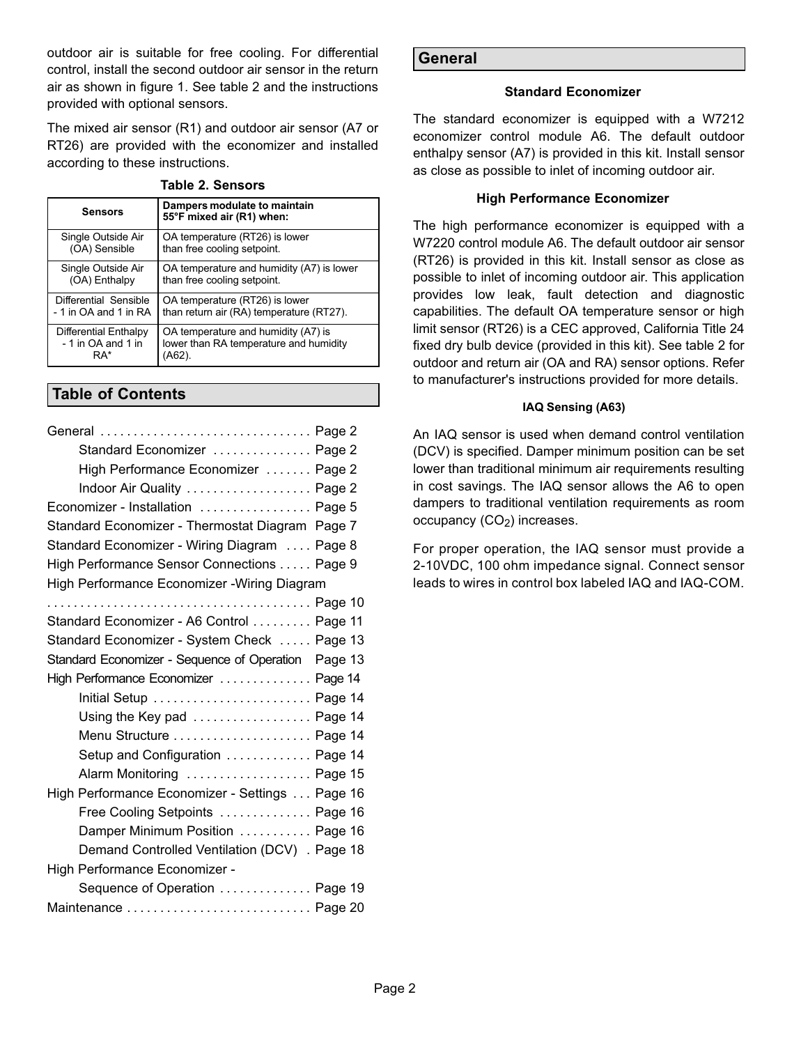outdoor air is suitable for free cooling. For differential control, install the second outdoor air sensor in the return air as shown in figure 1. See table 2 and the instructions provided with optional sensors.

The mixed air sensor (R1) and outdoor air sensor (A7 or RT26) are provided with the economizer and installed according to these instructions.

**Table 2. Sensors**

| Sensors | Dampers modulate to maintain 55°F mixed air (R1) when: |
|---|---|
| Single Outside Air (OA) Sensible | OA temperature (RT26) is lower than free cooling setpoint. |
| Single Outside Air (OA) Enthalpy | OA temperature and humidity (A7) is lower than free cooling setpoint. |
| Differential Sensible - 1 in OA and 1 in RA | OA temperature (RT26) is lower than return air (RA) temperature (RT27). |
| Differential Enthalpy - 1 in OA and 1 in RA* | OA temperature and humidity (A7) is lower than RA temperature and humidity (A62). |

## Table of Contents

- General . . . . . . . . . . . . . . . . . . . . . . . . . . . . . . . . Page 2
  - Standard Economizer . . . . . . . . . . . . . . . Page 2
  - High Performance Economizer . . . . . . . Page 2
  - Indoor Air Quality . . . . . . . . . . . . . . . . . . Page 2
- Economizer - Installation . . . . . . . . . . . . . . . . . Page 5
- Standard Economizer - Thermostat Diagram Page 7
- Standard Economizer - Wiring Diagram . . . . Page 8
- High Performance Sensor Connections . . . . . Page 9
- High Performance Economizer -Wiring Diagram . . . . . . . . . . . . . . . . . . . . . . . . . . . . . . . . . . . . . . . Page 10
- Standard Economizer - A6 Control . . . . . . . . . Page 11
- Standard Economizer - System Check . . . . . Page 13
- Standard Economizer - Sequence of Operation Page 13
- High Performance Economizer . . . . . . . . . . . . . Page 14
  - Initial Setup . . . . . . . . . . . . . . . . . . . . . . . . Page 14
  - Using the Key pad . . . . . . . . . . . . . . . . . Page 14
  - Menu Structure . . . . . . . . . . . . . . . . . . . . Page 14
  - Setup and Configuration . . . . . . . . . . . . Page 14
  - Alarm Monitoring . . . . . . . . . . . . . . . . . . Page 15
- High Performance Economizer - Settings . . . Page 16
  - Free Cooling Setpoints . . . . . . . . . . . . . Page 16
  - Damper Minimum Position . . . . . . . . . . . Page 16
  - Demand Controlled Ventilation (DCV) . Page 18
- High Performance Economizer -
  - Sequence of Operation . . . . . . . . . . . . . Page 19
- Maintenance . . . . . . . . . . . . . . . . . . . . . . . . . . . Page 20

## General

### Standard Economizer

The standard economizer is equipped with a W7212 economizer control module A6. The default outdoor enthalpy sensor (A7) is provided in this kit. Install sensor as close as possible to inlet of incoming outdoor air.

### High Performance Economizer

The high performance economizer is equipped with a W7220 control module A6. The default outdoor air sensor (RT26) is provided in this kit. Install sensor as close as possible to inlet of incoming outdoor air. This application provides low leak, fault detection and diagnostic capabilities. The default OA temperature sensor or high limit sensor (RT26) is a CEC approved, California Title 24 fixed dry bulb device (provided in this kit). See table 2 for outdoor and return air (OA and RA) sensor options. Refer to manufacturer's instructions provided for more details.

#### IAQ Sensing (A63)

An IAQ sensor is used when demand control ventilation (DCV) is specified. Damper minimum position can be set lower than traditional minimum air requirements resulting in cost savings. The IAQ sensor allows the A6 to open dampers to traditional ventilation requirements as room occupancy ($CO_2$) increases.

For proper operation, the IAQ sensor must provide a 2-10VDC, 100 ohm impedance signal. Connect sensor leads to wires in control box labeled IAQ and IAQ-COM.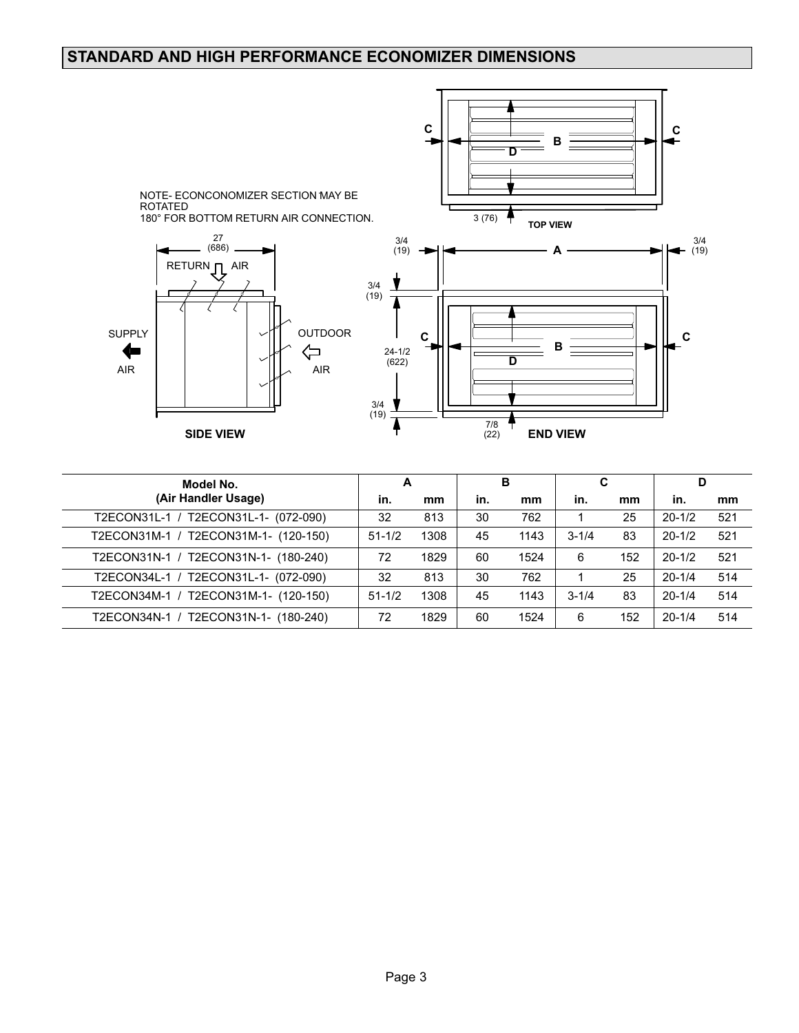## STANDARD AND HIGH PERFORMANCE ECONOMIZER DIMENSIONS

NOTE- ECONCONOMIZER SECTION MAY BE ROTATED 180° FOR BOTTOM RETURN AIR CONNECTION.

SIDE VIEW — 27 (686); RETURN AIR; SUPPLY AIR; OUTDOOR AIR

TOP VIEW — C, B, D, C; 3 (76)

END VIEW — 3/4 (19), A, 3/4 (19); 3/4 (19); 24-1/2 (622); 3/4 (19); C, B, D, C; 7/8 (22)

| Model No. (Air Handler Usage) | A | | B | | C | | D | |
|---|---|---|---|---|---|---|---|---|
| | in. | mm | in. | mm | in. | mm | in. | mm |
| T2ECON31L-1 / T2ECON31L-1- (072-090) | 32 | 813 | 30 | 762 | 1 | 25 | 20-1/2 | 521 |
| T2ECON31M-1 / T2ECON31M-1- (120-150) | 51-1/2 | 1308 | 45 | 1143 | 3-1/4 | 83 | 20-1/2 | 521 |
| T2ECON31N-1 / T2ECON31N-1- (180-240) | 72 | 1829 | 60 | 1524 | 6 | 152 | 20-1/2 | 521 |
| T2ECON34L-1 / T2ECON31L-1- (072-090) | 32 | 813 | 30 | 762 | 1 | 25 | 20-1/4 | 514 |
| T2ECON34M-1 / T2ECON31M-1- (120-150) | 51-1/2 | 1308 | 45 | 1143 | 3-1/4 | 83 | 20-1/4 | 514 |
| T2ECON34N-1 / T2ECON31N-1- (180-240) | 72 | 1829 | 60 | 1524 | 6 | 152 | 20-1/4 | 514 |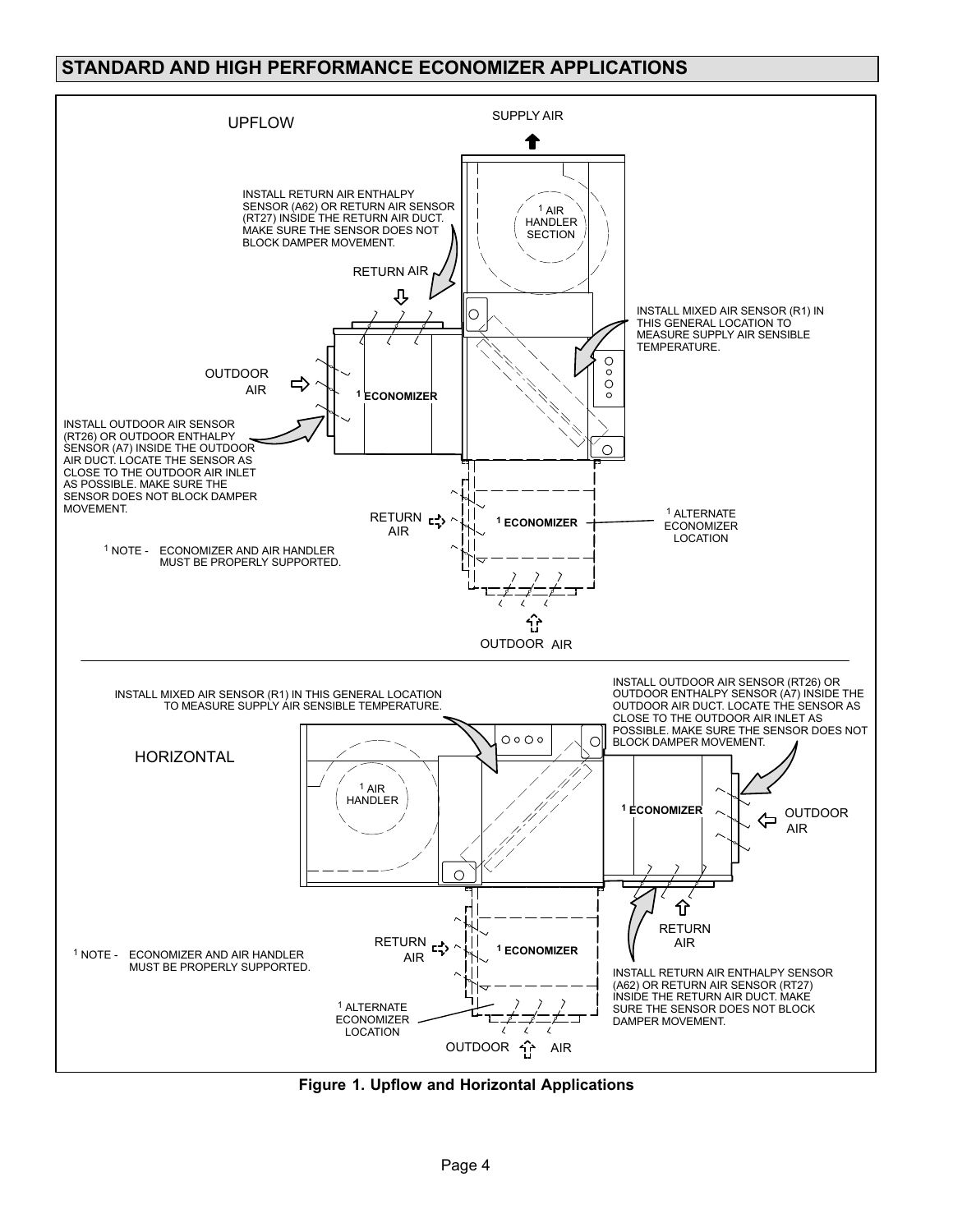## STANDARD AND HIGH PERFORMANCE ECONOMIZER APPLICATIONS

UPFLOW

SUPPLY AIR

INSTALL RETURN AIR ENTHALPY SENSOR (A62) OR RETURN AIR SENSOR (RT27) INSIDE THE RETURN AIR DUCT. MAKE SURE THE SENSOR DOES NOT BLOCK DAMPER MOVEMENT.

[1] AIR HANDLER SECTION

RETURN AIR

INSTALL MIXED AIR SENSOR (R1) IN THIS GENERAL LOCATION TO MEASURE SUPPLY AIR SENSIBLE TEMPERATURE.

OUTDOOR AIR

[1] ECONOMIZER

INSTALL OUTDOOR AIR SENSOR (RT26) OR OUTDOOR ENTHALPY SENSOR (A7) INSIDE THE OUTDOOR AIR DUCT. LOCATE THE SENSOR AS CLOSE TO THE OUTDOOR AIR INLET AS POSSIBLE. MAKE SURE THE SENSOR DOES NOT BLOCK DAMPER MOVEMENT.

RETURN AIR

[1] ECONOMIZER

[1] ALTERNATE ECONOMIZER LOCATION

[1] NOTE - ECONOMIZER AND AIR HANDLER MUST BE PROPERLY SUPPORTED.

OUTDOOR AIR

---

INSTALL MIXED AIR SENSOR (R1) IN THIS GENERAL LOCATION TO MEASURE SUPPLY AIR SENSIBLE TEMPERATURE.

INSTALL OUTDOOR AIR SENSOR (RT26) OR OUTDOOR ENTHALPY SENSOR (A7) INSIDE THE OUTDOOR AIR DUCT. LOCATE THE SENSOR AS CLOSE TO THE OUTDOOR AIR INLET AS POSSIBLE. MAKE SURE THE SENSOR DOES NOT BLOCK DAMPER MOVEMENT.

HORIZONTAL

[1] AIR HANDLER

[1] ECONOMIZER

OUTDOOR AIR

RETURN AIR

RETURN AIR

[1] ECONOMIZER

[1] NOTE - ECONOMIZER AND AIR HANDLER MUST BE PROPERLY SUPPORTED.

INSTALL RETURN AIR ENTHALPY SENSOR (A62) OR RETURN AIR SENSOR (RT27) INSIDE THE RETURN AIR DUCT. MAKE SURE THE SENSOR DOES NOT BLOCK DAMPER MOVEMENT.

[1] ALTERNATE ECONOMIZER LOCATION

OUTDOOR AIR

**Figure 1. Upflow and Horizontal Applications**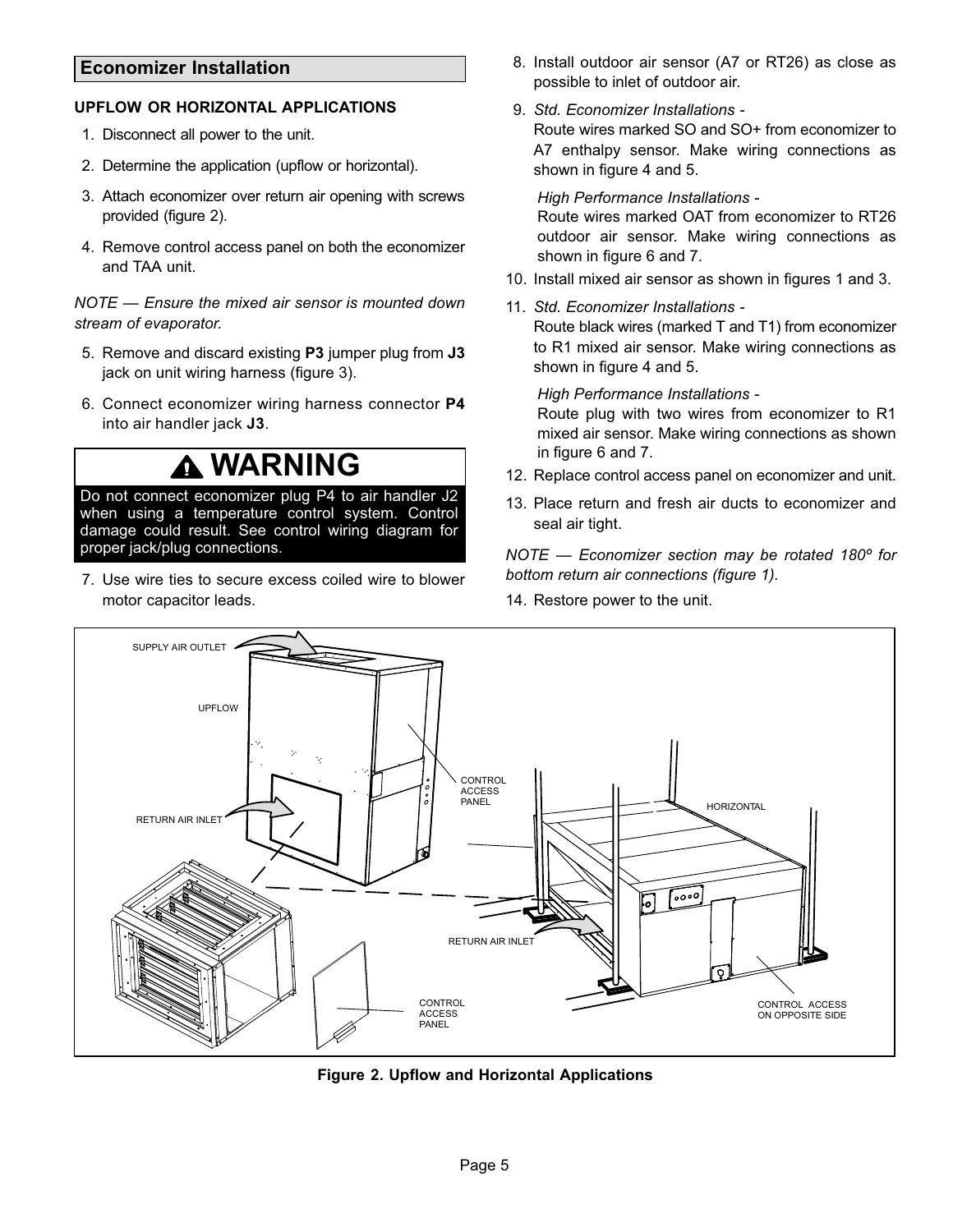## Economizer Installation

**UPFLOW OR HORIZONTAL APPLICATIONS**

1. Disconnect all power to the unit.
2. Determine the application (upflow or horizontal).
3. Attach economizer over return air opening with screws provided (figure 2).
4. Remove control access panel on both the economizer and TAA unit.

*NOTE — Ensure the mixed air sensor is mounted down stream of evaporator.*

5. Remove and discard existing **P3** jumper plug from **J3** jack on unit wiring harness (figure 3).
6. Connect economizer wiring harness connector **P4** into air handler jack **J3**.

**WARNING**

Do not connect economizer plug P4 to air handler J2 when using a temperature control system. Control damage could result. See control wiring diagram for proper jack/plug connections.

7. Use wire ties to secure excess coiled wire to blower motor capacitor leads.
8. Install outdoor air sensor (A7 or RT26) as close as possible to inlet of outdoor air.
9. *Std. Economizer Installations -*
   Route wires marked SO and SO+ from economizer to A7 enthalpy sensor. Make wiring connections as shown in figure 4 and 5.

   *High Performance Installations -*
   Route wires marked OAT from economizer to RT26 outdoor air sensor. Make wiring connections as shown in figure 6 and 7.
10. Install mixed air sensor as shown in figures 1 and 3.
11. *Std. Economizer Installations -*
    Route black wires (marked T and T1) from economizer to R1 mixed air sensor. Make wiring connections as shown in figure 4 and 5.

    *High Performance Installations -*
    Route plug with two wires from economizer to R1 mixed air sensor. Make wiring connections as shown in figure 6 and 7.
12. Replace control access panel on economizer and unit.
13. Place return and fresh air ducts to economizer and seal air tight.

*NOTE — Economizer section may be rotated 180º for bottom return air connections (figure 1).*

14. Restore power to the unit.

SUPPLY AIR OUTLET

UPFLOW

CONTROL ACCESS PANEL

RETURN AIR INLET

HORIZONTAL

RETURN AIR INLET

CONTROL ACCESS PANEL

CONTROL ACCESS ON OPPOSITE SIDE

**Figure 2. Upflow and Horizontal Applications**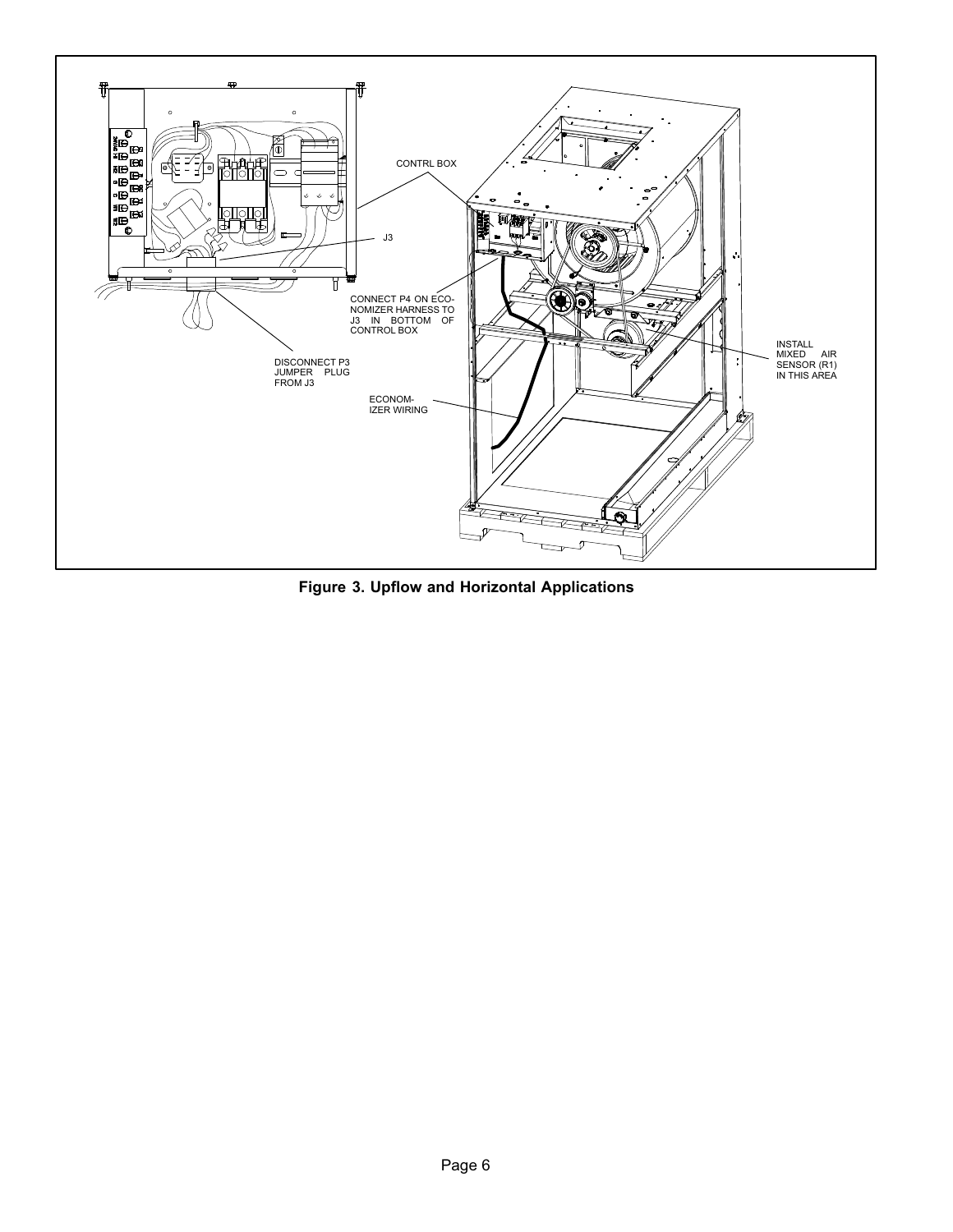CONTRL BOX

J3

CONNECT P4 ON ECONOMIZER HARNESS TO J3 IN BOTTOM OF CONTROL BOX

DISCONNECT P3 JUMPER PLUG FROM J3

INSTALL MIXED AIR SENSOR (R1) IN THIS AREA

ECONOMIZER WIRING

**Figure 3. Upflow and Horizontal Applications**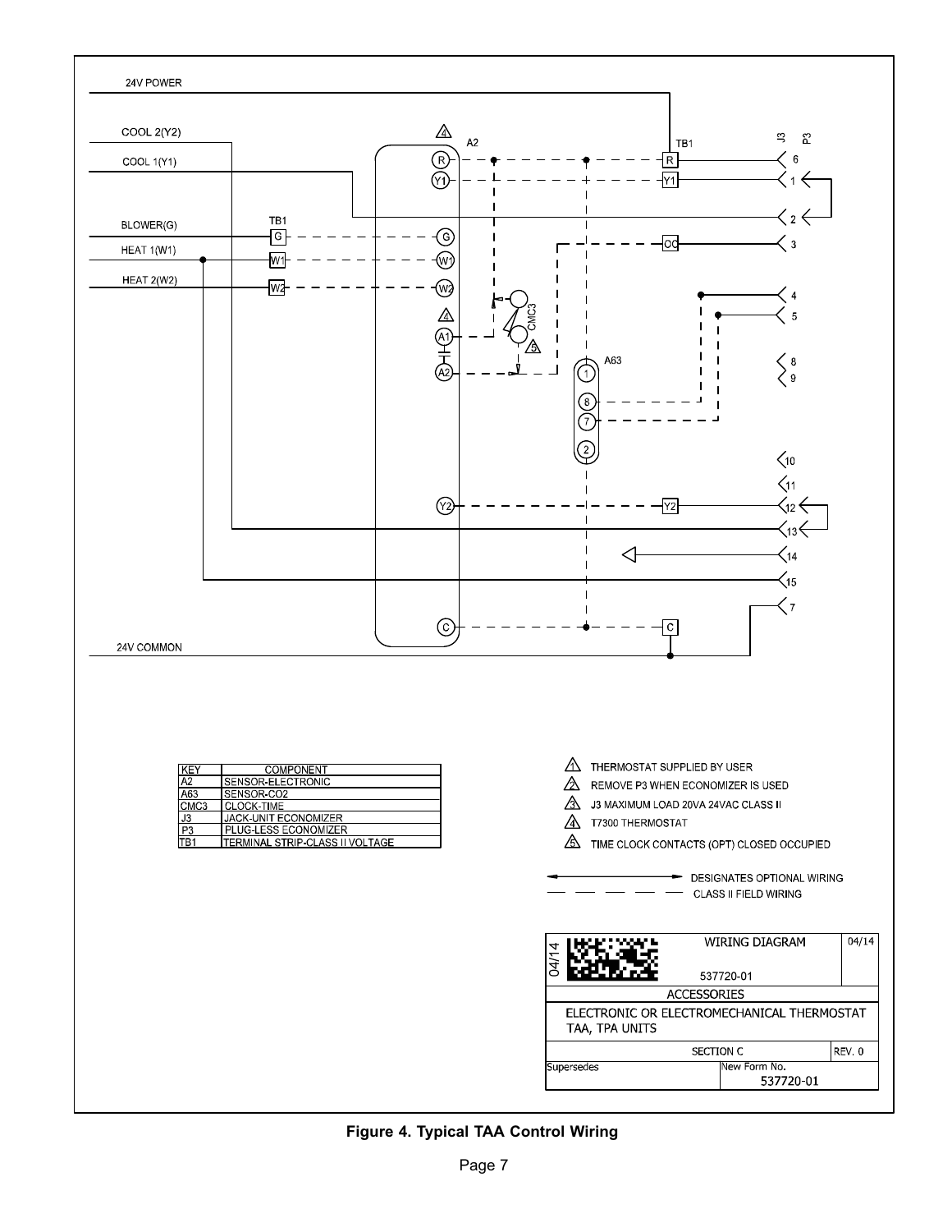24V POWER

COOL 2(Y2)

COOL 1(Y1)

BLOWER(G)

HEAT 1(W1)

HEAT 2(W2)

24V COMMON

| KEY | COMPONENT |
| --- | --- |
| A2 | SENSOR-ELECTRONIC |
| A63 | SENSOR-CO2 |
| CMC3 | CLOCK-TIME |
| J3 | JACK-UNIT ECONOMIZER |
| P3 | PLUG-LESS ECONOMIZER |
| TB1 | TERMINAL STRIP-CLASS II VOLTAGE |

1. THERMOSTAT SUPPLIED BY USER
2. REMOVE P3 WHEN ECONOMIZER IS USED
3. J3 MAXIMUM LOAD 20VA 24VAC CLASS II
4. T7300 THERMOSTAT
5. TIME CLOCK CONTACTS (OPT) CLOSED OCCUPIED

DESIGNATES OPTIONAL WIRING

CLASS II FIELD WIRING

| WIRING DIAGRAM 537720-01 | 04/14 |
| --- | --- |
| ACCESSORIES | |
| ELECTRONIC OR ELECTROMECHANICAL THERMOSTAT TAA, TPA UNITS | |
| SECTION C | REV. 0 |
| Supersedes | New Form No. 537720-01 |

**Figure 4. Typical TAA Control Wiring**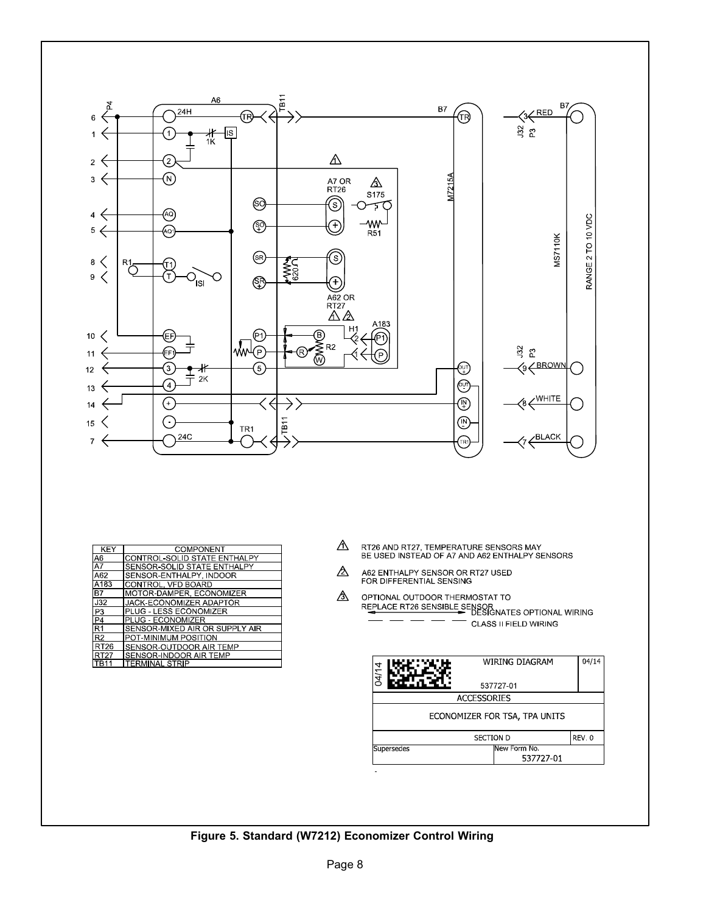| KEY | COMPONENT |
|---|---|
| A6 | CONTROL-SOLID STATE ENTHALPY |
| A7 | SENSOR-SOLID STATE ENTHALPY |
| A62 | SENSOR-ENTHALPY, INDOOR |
| A183 | CONTROL, VFD BOARD |
| B7 | MOTOR-DAMPER, ECONOMIZER |
| J32 | JACK-ECONOMIZER ADAPTOR |
| P3 | PLUG - LESS ECONOMIZER |
| P4 | PLUG - ECONOMIZER |
| R1 | SENSOR-MIXED AIR OR SUPPLY AIR |
| R2 | POT-MINIMUM POSITION |
| RT26 | SENSOR-OUTDOOR AIR TEMP |
| RT27 | SENSOR-INDOOR AIR TEMP |
| TB11 | TERMINAL STRIP |

1. RT26 AND RT27, TEMPERATURE SENSORS MAY BE USED INSTEAD OF A7 AND A62 ENTHALPY SENSORS
2. A62 ENTHALPY SENSOR OR RT27 USED FOR DIFFERENTIAL SENSING
3. OPTIONAL OUTDOOR THERMOSTAT TO REPLACE RT26 SENSIBLE SENSOR

DESIGNATES OPTIONAL WIRING

CLASS II FIELD WIRING

| WIRING DIAGRAM 537727-01 | 04/14 |
|---|---|
| ACCESSORIES | |
| ECONOMIZER FOR TSA, TPA UNITS | |
| SECTION D | REV. 0 |
| Supersedes | New Form No. 537727-01 |

**Figure 5. Standard (W7212) Economizer Control Wiring**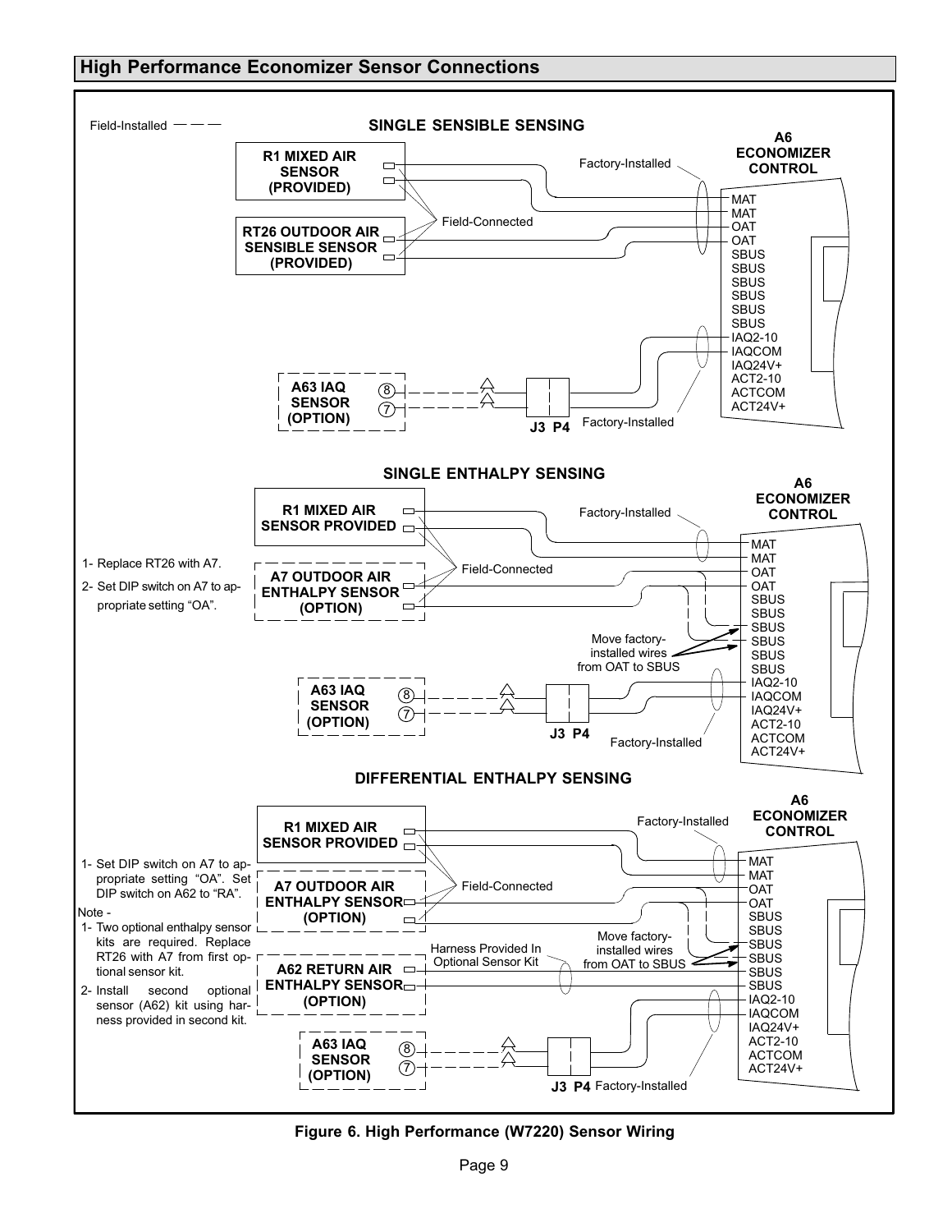## High Performance Economizer Sensor Connections

Field-Installed — — —

### SINGLE SENSIBLE SENSING

R1 MIXED AIR SENSOR (PROVIDED)

RT26 OUTDOOR AIR SENSIBLE SENSOR (PROVIDED)

Field-Connected

Factory-Installed

A6 ECONOMIZER CONTROL

MAT
MAT
OAT
OAT
SBUS
SBUS
SBUS
SBUS
SBUS
SBUS
IAQ2-10
IAQCOM
IAQ24V+
ACT2-10
ACTCOM
ACT24V+

A63 IAQ SENSOR (OPTION)

8
7

J3 P4

Factory-Installed

### SINGLE ENTHALPY SENSING

R1 MIXED AIR SENSOR PROVIDED

1- Replace RT26 with A7.

2- Set DIP switch on A7 to appropriate setting “OA”.

A7 OUTDOOR AIR ENTHALPY SENSOR (OPTION)

Field-Connected

Factory-Installed

A6 ECONOMIZER CONTROL

MAT
MAT
OAT
OAT
SBUS
SBUS
SBUS
SBUS
SBUS
SBUS
IAQ2-10
IAQCOM
IAQ24V+
ACT2-10
ACTCOM
ACT24V+

Move factory-installed wires from OAT to SBUS

A63 IAQ SENSOR (OPTION)

8
7

J3 P4

Factory-Installed

### DIFFERENTIAL ENTHALPY SENSING

R1 MIXED AIR SENSOR PROVIDED

1- Set DIP switch on A7 to appropriate setting “OA”. Set DIP switch on A62 to “RA”.

Note -

1- Two optional enthalpy sensor kits are required. Replace RT26 with A7 from first optional sensor kit.

2- Install second optional sensor (A62) kit using harness provided in second kit.

A7 OUTDOOR AIR ENTHALPY SENSOR (OPTION)

A62 RETURN AIR ENTHALPY SENSOR (OPTION)

Field-Connected

Harness Provided In Optional Sensor Kit

Factory-Installed

Move factory-installed wires from OAT to SBUS

A6 ECONOMIZER CONTROL

MAT
MAT
OAT
OAT
SBUS
SBUS
SBUS
SBUS
SBUS
SBUS
IAQ2-10
IAQCOM
IAQ24V+
ACT2-10
ACTCOM
ACT24V+

A63 IAQ SENSOR (OPTION)

8
7

J3 P4

Factory-Installed

**Figure 6. High Performance (W7220) Sensor Wiring**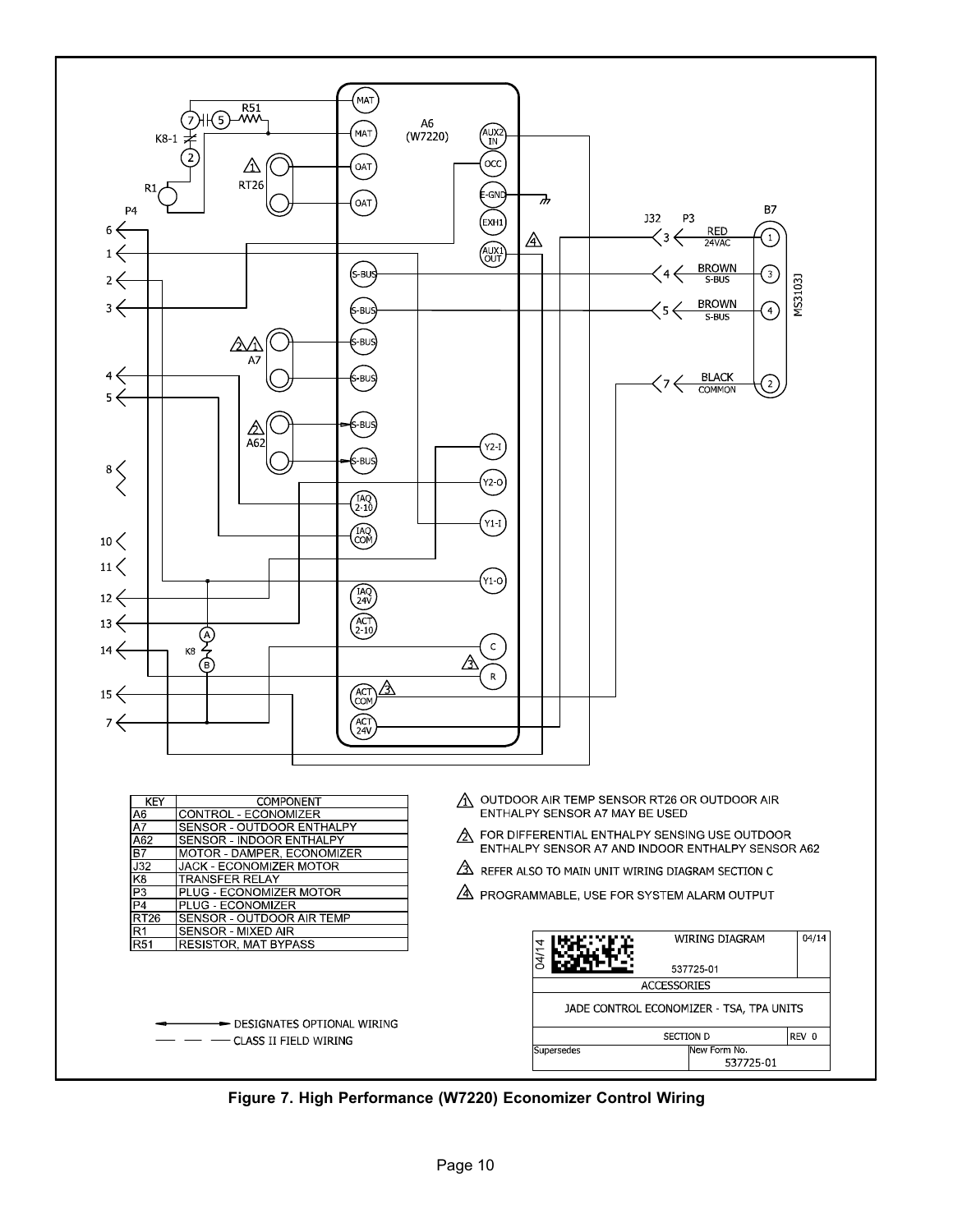| KEY | COMPONENT |
|---|---|
| A6 | CONTROL - ECONOMIZER |
| A7 | SENSOR - OUTDOOR ENTHALPY |
| A62 | SENSOR - INDOOR ENTHALPY |
| B7 | MOTOR - DAMPER, ECONOMIZER |
| J32 | JACK - ECONOMIZER MOTOR |
| K8 | TRANSFER RELAY |
| P3 | PLUG - ECONOMIZER MOTOR |
| P4 | PLUG - ECONOMIZER |
| RT26 | SENSOR - OUTDOOR AIR TEMP |
| R1 | SENSOR - MIXED AIR |
| R51 | RESISTOR, MAT BYPASS |

1. OUTDOOR AIR TEMP SENSOR RT26 OR OUTDOOR AIR ENTHALPY SENSOR A7 MAY BE USED
2. FOR DIFFERENTIAL ENTHALPY SENSING USE OUTDOOR ENTHALPY SENSOR A7 AND INDOOR ENTHALPY SENSOR A62
3. REFER ALSO TO MAIN UNIT WIRING DIAGRAM SECTION C
4. PROGRAMMABLE, USE FOR SYSTEM ALARM OUTPUT

DESIGNATES OPTIONAL WIRING

CLASS II FIELD WIRING

| 04/14 | WIRING DIAGRAM 537725-01 | 04/14 |
|---|---|---|
| ACCESSORIES | | |
| JADE CONTROL ECONOMIZER - TSA, TPA UNITS | | |
| SECTION D | | REV 0 |
| Supersedes | New Form No. 537725-01 | |

Figure 7. High Performance (W7220) Economizer Control Wiring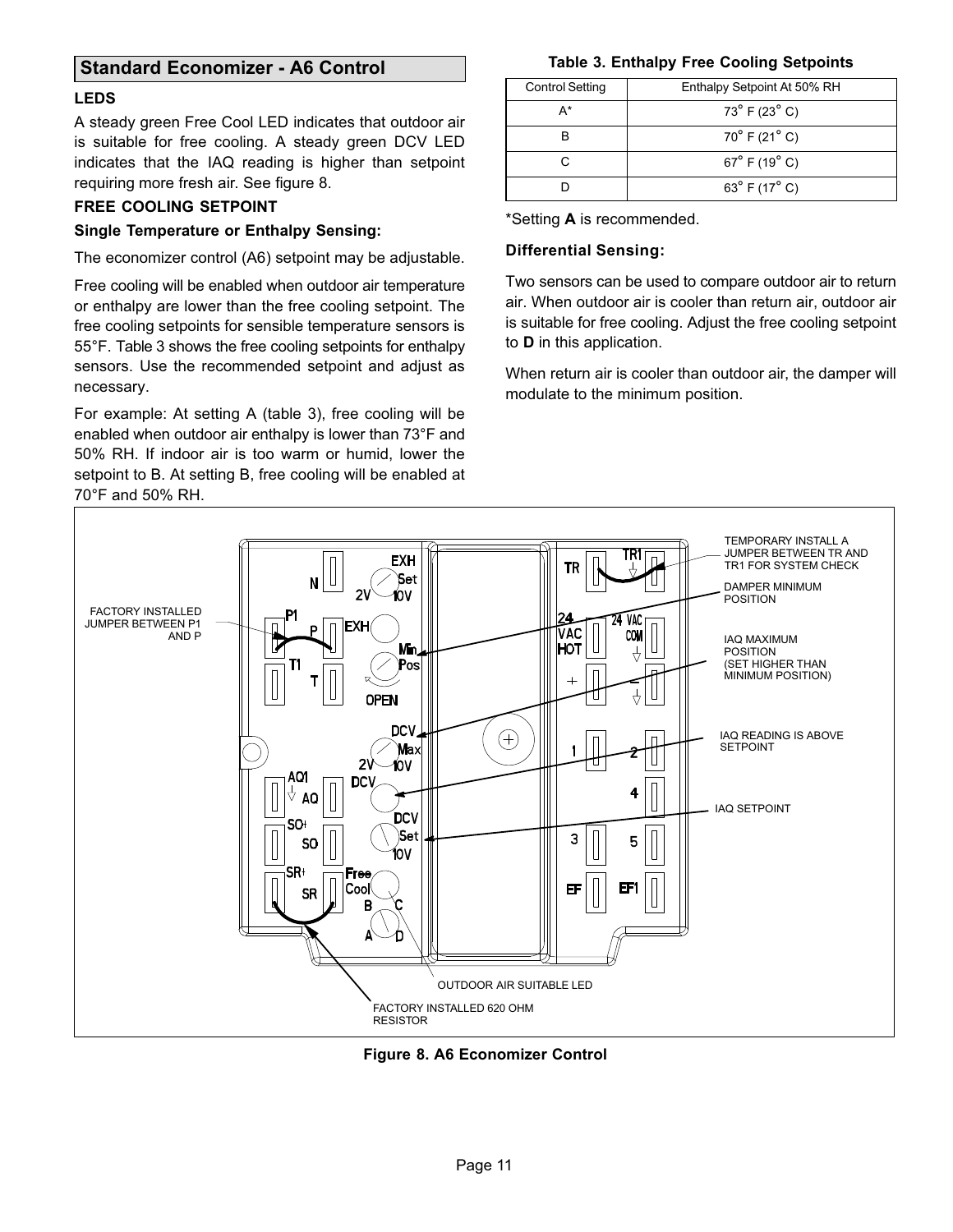## Standard Economizer - A6 Control

### LEDS

A steady green Free Cool LED indicates that outdoor air is suitable for free cooling. A steady green DCV LED indicates that the IAQ reading is higher than setpoint requiring more fresh air. See figure 8.

### FREE COOLING SETPOINT

#### Single Temperature or Enthalpy Sensing:

The economizer control (A6) setpoint may be adjustable.

Free cooling will be enabled when outdoor air temperature or enthalpy are lower than the free cooling setpoint. The free cooling setpoints for sensible temperature sensors is 55°F. Table 3 shows the free cooling setpoints for enthalpy sensors. Use the recommended setpoint and adjust as necessary.

For example: At setting A (table 3), free cooling will be enabled when outdoor air enthalpy is lower than 73°F and 50% RH. If indoor air is too warm or humid, lower the setpoint to B. At setting B, free cooling will be enabled at 70°F and 50% RH.

**Table 3. Enthalpy Free Cooling Setpoints**

| Control Setting | Enthalpy Setpoint At 50% RH |
|---|---|
| A* | 73° F (23° C) |
| B | 70° F (21° C) |
| C | 67° F (19° C) |
| D | 63° F (17° C) |

*Setting **A** is recommended.

#### Differential Sensing:

Two sensors can be used to compare outdoor air to return air. When outdoor air is cooler than return air, outdoor air is suitable for free cooling. Adjust the free cooling setpoint to **D** in this application.

When return air is cooler than outdoor air, the damper will modulate to the minimum position.

FACTORY INSTALLED JUMPER BETWEEN P1 AND P

TEMPORARY INSTALL A JUMPER BETWEEN TR AND TR1 FOR SYSTEM CHECK

DAMPER MINIMUM POSITION

IAQ MAXIMUM POSITION (SET HIGHER THAN MINIMUM POSITION)

IAQ READING IS ABOVE SETPOINT

IAQ SETPOINT

OUTDOOR AIR SUITABLE LED

FACTORY INSTALLED 620 OHM RESISTOR

**Figure 8. A6 Economizer Control**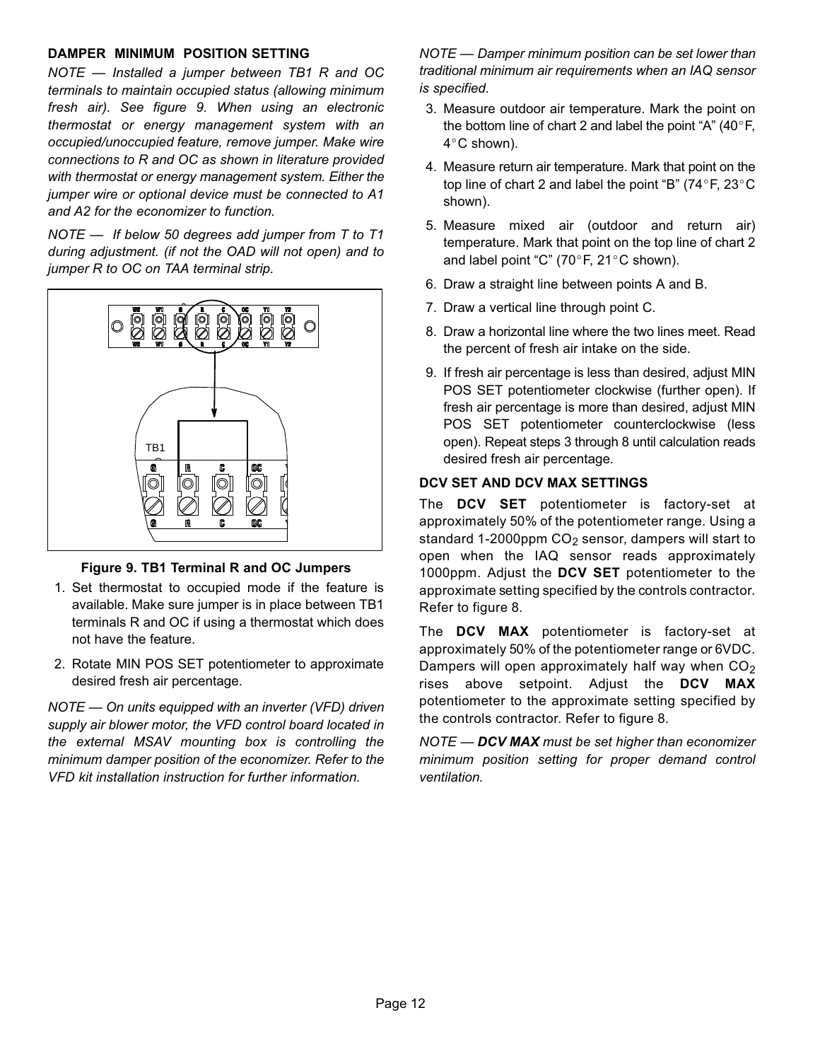### DAMPER MINIMUM POSITION SETTING

*NOTE — Installed a jumper between TB1 R and OC terminals to maintain occupied status (allowing minimum fresh air). See figure 9. When using an electronic thermostat or energy management system with an occupied/unoccupied feature, remove jumper. Make wire connections to R and OC as shown in literature provided with thermostat or energy management system. Either the jumper wire or optional device must be connected to A1 and A2 for the economizer to function.*

*NOTE — If below 50 degrees add jumper from T to T1 during adjustment. (if not the OAD will not open) and to jumper R to OC on TAA terminal strip.*

**Figure 9. TB1 Terminal R and OC Jumpers**

1. Set thermostat to occupied mode if the feature is available. Make sure jumper is in place between TB1 terminals R and OC if using a thermostat which does not have the feature.
2. Rotate MIN POS SET potentiometer to approximate desired fresh air percentage.

*NOTE — On units equipped with an inverter (VFD) driven supply air blower motor, the VFD control board located in the external MSAV mounting box is controlling the minimum damper position of the economizer. Refer to the VFD kit installation instruction for further information.*

*NOTE — Damper minimum position can be set lower than traditional minimum air requirements when an IAQ sensor is specified.*

3. Measure outdoor air temperature. Mark the point on the bottom line of chart 2 and label the point "A" (40°F, 4°C shown).
4. Measure return air temperature. Mark that point on the top line of chart 2 and label the point "B" (74°F, 23°C shown).
5. Measure mixed air (outdoor and return air) temperature. Mark that point on the top line of chart 2 and label point "C" (70°F, 21°C shown).
6. Draw a straight line between points A and B.
7. Draw a vertical line through point C.
8. Draw a horizontal line where the two lines meet. Read the percent of fresh air intake on the side.
9. If fresh air percentage is less than desired, adjust MIN POS SET potentiometer clockwise (further open). If fresh air percentage is more than desired, adjust MIN POS SET potentiometer counterclockwise (less open). Repeat steps 3 through 8 until calculation reads desired fresh air percentage.

### DCV SET AND DCV MAX SETTINGS

The **DCV SET** potentiometer is factory-set at approximately 50% of the potentiometer range. Using a standard 1-2000ppm $CO_2$ sensor, dampers will start to open when the IAQ sensor reads approximately 1000ppm. Adjust the **DCV SET** potentiometer to the approximate setting specified by the controls contractor. Refer to figure 8.

The **DCV MAX** potentiometer is factory-set at approximately 50% of the potentiometer range or 6VDC. Dampers will open approximately half way when $CO_2$ rises above setpoint. Adjust the **DCV MAX** potentiometer to the approximate setting specified by the controls contractor. Refer to figure 8.

*NOTE — **DCV MAX** must be set higher than economizer minimum position setting for proper demand control ventilation.*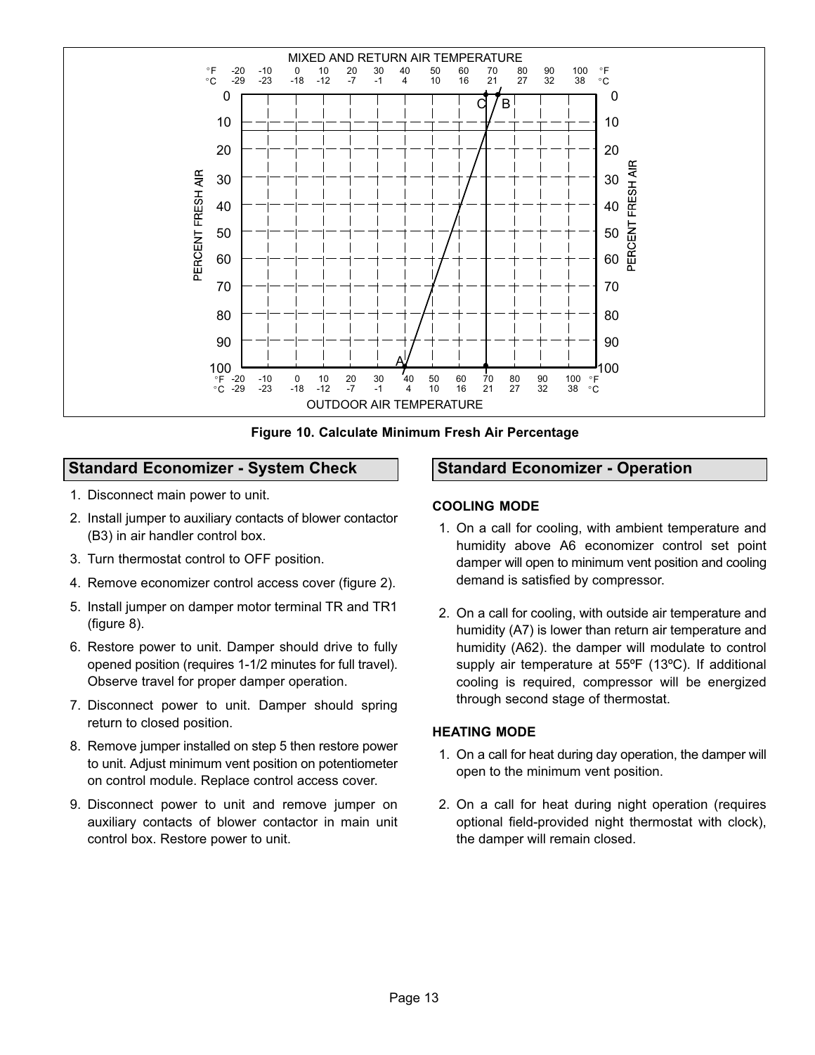**Figure 10. Calculate Minimum Fresh Air Percentage**

## Standard Economizer - System Check

1. Disconnect main power to unit.
2. Install jumper to auxiliary contacts of blower contactor (B3) in air handler control box.
3. Turn thermostat control to OFF position.
4. Remove economizer control access cover (figure 2).
5. Install jumper on damper motor terminal TR and TR1 (figure 8).
6. Restore power to unit. Damper should drive to fully opened position (requires 1-1/2 minutes for full travel). Observe travel for proper damper operation.
7. Disconnect power to unit. Damper should spring return to closed position.
8. Remove jumper installed on step 5 then restore power to unit. Adjust minimum vent position on potentiometer on control module. Replace control access cover.
9. Disconnect power to unit and remove jumper on auxiliary contacts of blower contactor in main unit control box. Restore power to unit.

## Standard Economizer - Operation

### COOLING MODE

1. On a call for cooling, with ambient temperature and humidity above A6 economizer control set point damper will open to minimum vent position and cooling demand is satisfied by compressor.
2. On a call for cooling, with outside air temperature and humidity (A7) is lower than return air temperature and humidity (A62). the damper will modulate to control supply air temperature at 55ºF (13ºC). If additional cooling is required, compressor will be energized through second stage of thermostat.

### HEATING MODE

1. On a call for heat during day operation, the damper will open to the minimum vent position.
2. On a call for heat during night operation (requires optional field-provided night thermostat with clock), the damper will remain closed.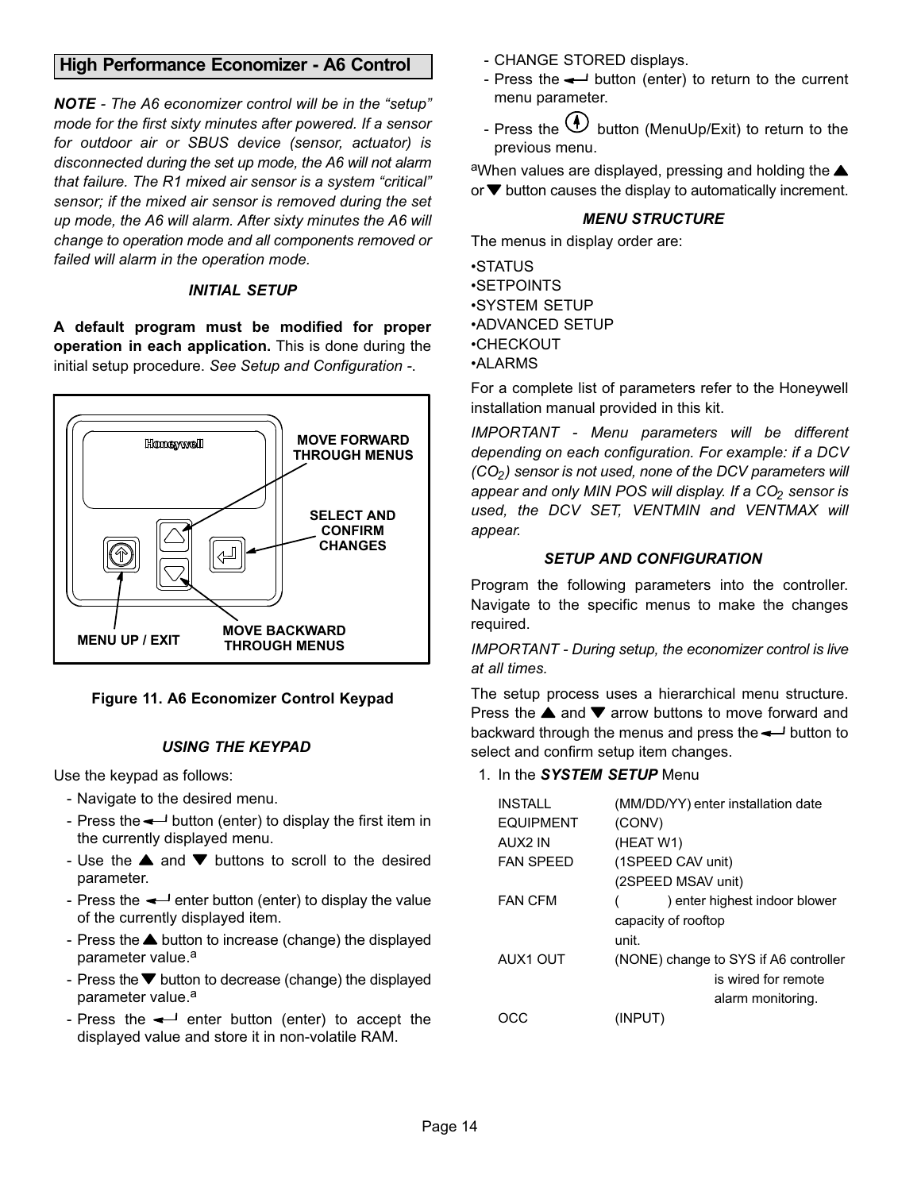## High Performance Economizer - A6 Control

***NOTE** - The A6 economizer control will be in the "setup" mode for the first sixty minutes after powered. If a sensor for outdoor air or SBUS device (sensor, actuator) is disconnected during the set up mode, the A6 will not alarm that failure. The R1 mixed air sensor is a system "critical" sensor; if the mixed air sensor is removed during the set up mode, the A6 will alarm. After sixty minutes the A6 will change to operation mode and all components removed or failed will alarm in the operation mode.*

### *INITIAL SETUP*

**A default program must be modified for proper operation in each application.** This is done during the initial setup procedure. *See Setup and Configuration* -.

MOVE FORWARD THROUGH MENUS

SELECT AND CONFIRM CHANGES

MENU UP / EXIT

MOVE BACKWARD THROUGH MENUS

**Figure 11. A6 Economizer Control Keypad**

### *USING THE KEYPAD*

Use the keypad as follows:

- Navigate to the desired menu.
- Press the ↵ button (enter) to display the first item in the currently displayed menu.
- Use the ▲ and ▼ buttons to scroll to the desired parameter.
- Press the ↵ enter button (enter) to display the value of the currently displayed item.
- Press the ▲ button to increase (change) the displayed parameter value.[a]
- Press the ▼ button to decrease (change) the displayed parameter value.[a]
- Press the ↵ enter button (enter) to accept the displayed value and store it in non-volatile RAM.
- CHANGE STORED displays.
- Press the ↵ button (enter) to return to the current menu parameter.
- Press the ⓘ button (MenuUp/Exit) to return to the previous menu.

[a]When values are displayed, pressing and holding the ▲ or ▼ button causes the display to automatically increment.

### *MENU STRUCTURE*

The menus in display order are:

- STATUS
- SETPOINTS
- SYSTEM SETUP
- ADVANCED SETUP
- CHECKOUT
- ALARMS

For a complete list of parameters refer to the Honeywell installation manual provided in this kit.

*IMPORTANT - Menu parameters will be different depending on each configuration. For example: if a DCV ($CO_2$) sensor is not used, none of the DCV parameters will appear and only MIN POS will display. If a $CO_2$ sensor is used, the DCV SET, VENTMIN and VENTMAX will appear.*

### *SETUP AND CONFIGURATION*

Program the following parameters into the controller. Navigate to the specific menus to make the changes required.

*IMPORTANT - During setup, the economizer control is live at all times.*

The setup process uses a hierarchical menu structure. Press the ▲ and ▼ arrow buttons to move forward and backward through the menus and press the ↵ button to select and confirm setup item changes.

1. In the ***SYSTEM SETUP*** Menu

| | |
|---|---|
| INSTALL | (MM/DD/YY) enter installation date |
| EQUIPMENT | (CONV) |
| AUX2 IN | (HEAT W1) |
| FAN SPEED | (1SPEED CAV unit) (2SPEED MSAV unit) |
| FAN CFM | (          ) enter highest indoor blower capacity of rooftop unit. |
| AUX1 OUT | (NONE) change to SYS if A6 controller is wired for remote alarm monitoring. |
| OCC | (INPUT) |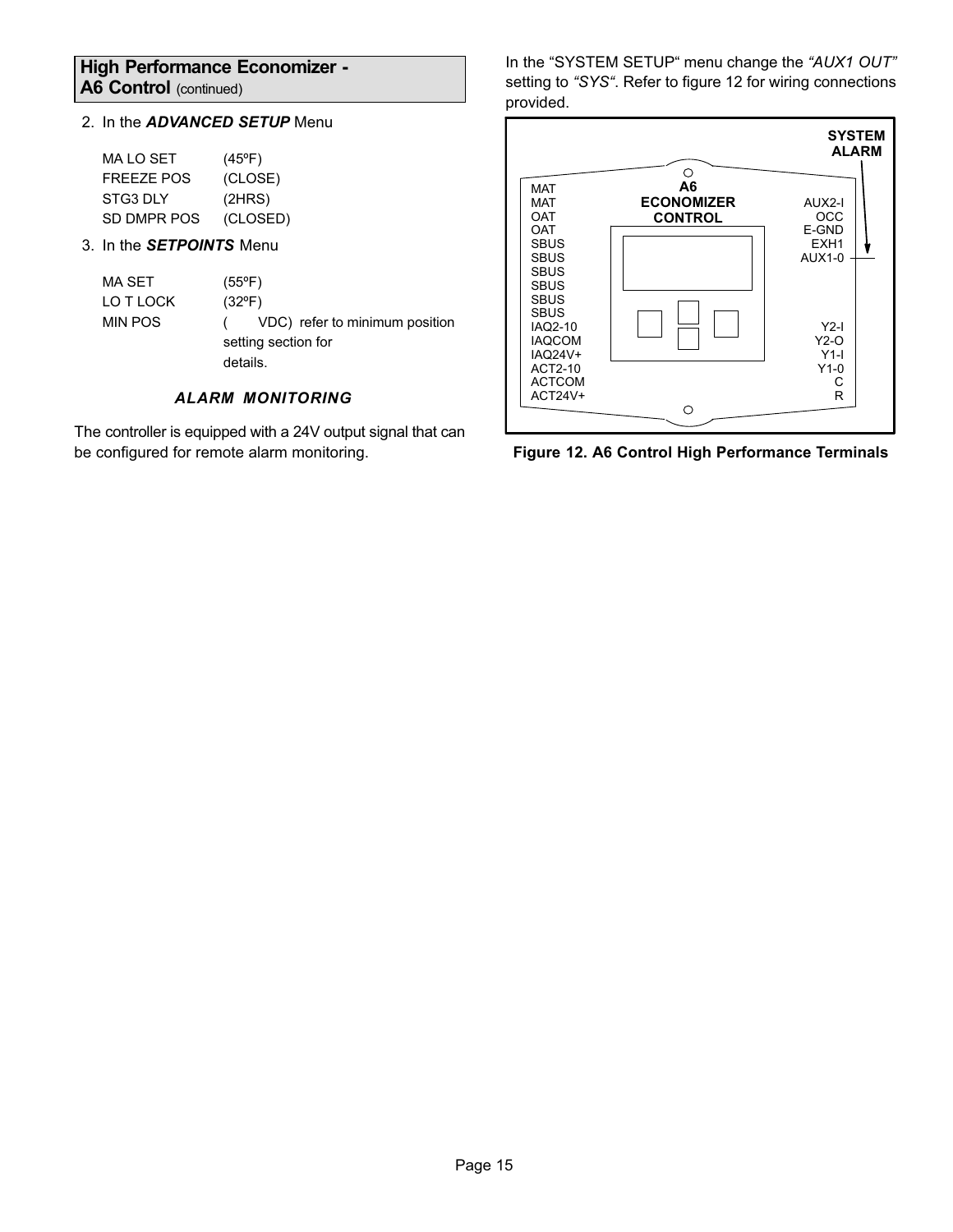## High Performance Economizer - A6 Control (continued)

2. In the ***ADVANCED SETUP*** Menu

| | |
|---|---|
| MA LO SET | (45ºF) |
| FREEZE POS | (CLOSE) |
| STG3 DLY | (2HRS) |
| SD DMPR POS | (CLOSED) |

3. In the ***SETPOINTS*** Menu

| | |
|---|---|
| MA SET | (55ºF) |
| LO T LOCK | (32ºF) |
| MIN POS | ( VDC) refer to minimum position setting section for details. |

### *ALARM MONITORING*

The controller is equipped with a 24V output signal that can be configured for remote alarm monitoring.

In the "SYSTEM SETUP" menu change the *"AUX1 OUT"* setting to *"SYS"*. Refer to figure 12 for wiring connections provided.

| A6 ECONOMIZER CONTROL | |
|---|---|
| MAT | |
| MAT | AUX2-I |
| OAT | OCC |
| OAT | E-GND |
| SBUS | EXH1 |
| SBUS | AUX1-0 (SYSTEM ALARM) |
| SBUS | |
| SBUS | |
| SBUS | |
| SBUS | |
| IAQ2-10 | Y2-I |
| IAQCOM | Y2-O |
| IAQ24V+ | Y1-I |
| ACT2-10 | Y1-0 |
| ACTCOM | C |
| ACT24V+ | R |

**Figure 12. A6 Control High Performance Terminals**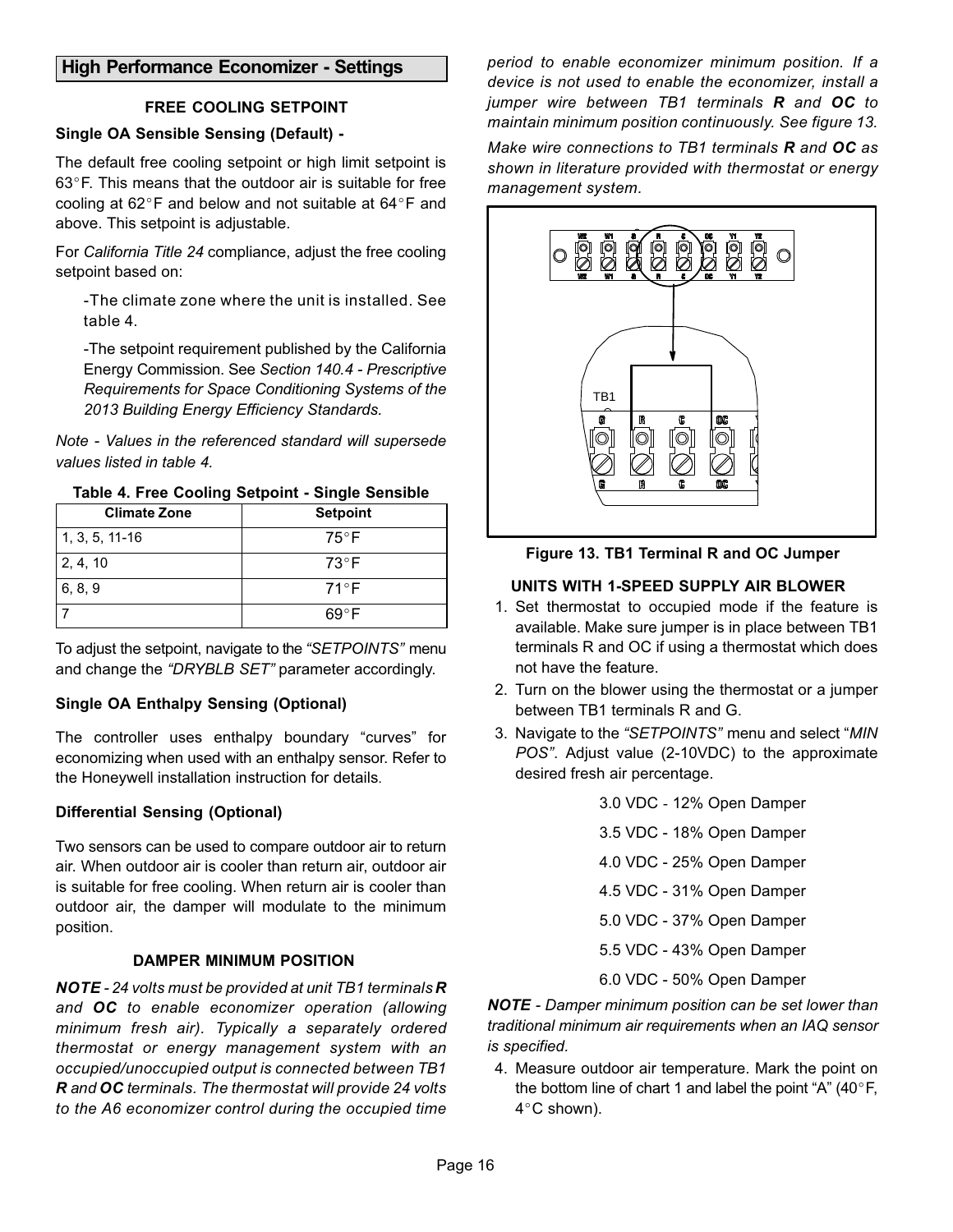## High Performance Economizer - Settings

### FREE COOLING SETPOINT

**Single OA Sensible Sensing (Default) -**

The default free cooling setpoint or high limit setpoint is 63°F. This means that the outdoor air is suitable for free cooling at 62°F and below and not suitable at 64°F and above. This setpoint is adjustable.

For *California Title 24* compliance, adjust the free cooling setpoint based on:

-The climate zone where the unit is installed. See table 4.

-The setpoint requirement published by the California Energy Commission. See *Section 140.4 - Prescriptive Requirements for Space Conditioning Systems of the 2013 Building Energy Efficiency Standards.*

*Note - Values in the referenced standard will supersede values listed in table 4.*

**Table 4. Free Cooling Setpoint - Single Sensible**

| Climate Zone | Setpoint |
|---|---|
| 1, 3, 5, 11-16 | 75°F |
| 2, 4, 10 | 73°F |
| 6, 8, 9 | 71°F |
| 7 | 69°F |

To adjust the setpoint, navigate to the *"SETPOINTS"* menu and change the *"DRYBLB SET"* parameter accordingly.

**Single OA Enthalpy Sensing (Optional)**

The controller uses enthalpy boundary "curves" for economizing when used with an enthalpy sensor. Refer to the Honeywell installation instruction for details.

**Differential Sensing (Optional)**

Two sensors can be used to compare outdoor air to return air. When outdoor air is cooler than return air, outdoor air is suitable for free cooling. When return air is cooler than outdoor air, the damper will modulate to the minimum position.

### DAMPER MINIMUM POSITION

***NOTE** - 24 volts must be provided at unit TB1 terminals **R** and **OC** to enable economizer operation (allowing minimum fresh air). Typically a separately ordered thermostat or energy management system with an occupied/unoccupied output is connected between TB1 **R** and **OC** terminals. The thermostat will provide 24 volts to the A6 economizer control during the occupied time period to enable economizer minimum position. If a device is not used to enable the economizer, install a jumper wire between TB1 terminals **R** and **OC** to maintain minimum position continuously. See figure 13.*

*Make wire connections to TB1 terminals **R** and **OC** as shown in literature provided with thermostat or energy management system.*

**Figure 13. TB1 Terminal R and OC Jumper**

### UNITS WITH 1-SPEED SUPPLY AIR BLOWER

1. Set thermostat to occupied mode if the feature is available. Make sure jumper is in place between TB1 terminals R and OC if using a thermostat which does not have the feature.
2. Turn on the blower using the thermostat or a jumper between TB1 terminals R and G.
3. Navigate to the *"SETPOINTS"* menu and select "*MIN POS*". Adjust value (2-10VDC) to the approximate desired fresh air percentage.

   3.0 VDC - 12% Open Damper

   3.5 VDC - 18% Open Damper

   4.0 VDC - 25% Open Damper

   4.5 VDC - 31% Open Damper

   5.0 VDC - 37% Open Damper

   5.5 VDC - 43% Open Damper

   6.0 VDC - 50% Open Damper

***NOTE** - Damper minimum position can be set lower than traditional minimum air requirements when an IAQ sensor is specified.*

4. Measure outdoor air temperature. Mark the point on the bottom line of chart 1 and label the point "A" (40°F, 4°C shown).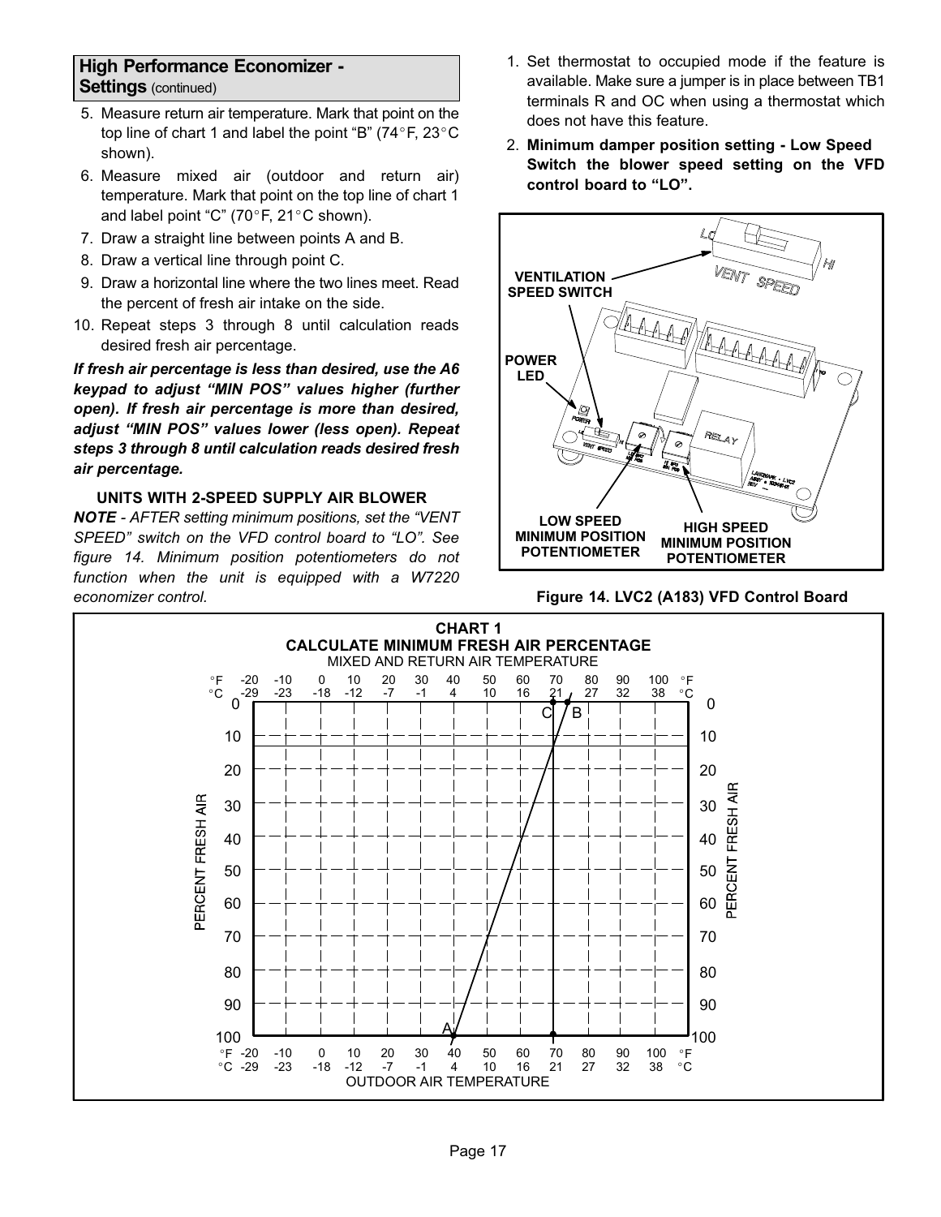## High Performance Economizer - Settings (continued)

5. Measure return air temperature. Mark that point on the top line of chart 1 and label the point "B" (74°F, 23°C shown).
6. Measure mixed air (outdoor and return air) temperature. Mark that point on the top line of chart 1 and label point "C" (70°F, 21°C shown).
7. Draw a straight line between points A and B.
8. Draw a vertical line through point C.
9. Draw a horizontal line where the two lines meet. Read the percent of fresh air intake on the side.
10. Repeat steps 3 through 8 until calculation reads desired fresh air percentage.

***If fresh air percentage is less than desired, use the A6 keypad to adjust "MIN POS" values higher (further open). If fresh air percentage is more than desired, adjust "MIN POS" values lower (less open). Repeat steps 3 through 8 until calculation reads desired fresh air percentage.***

### UNITS WITH 2-SPEED SUPPLY AIR BLOWER

***NOTE** - AFTER setting minimum positions, set the "VENT SPEED" switch on the VFD control board to "LO". See figure 14. Minimum position potentiometers do not function when the unit is equipped with a W7220 economizer control.*

1. Set thermostat to occupied mode if the feature is available. Make sure a jumper is in place between TB1 terminals R and OC when using a thermostat which does not have this feature.
2. **Minimum damper position setting - Low Speed Switch the blower speed setting on the VFD control board to "LO".**

VENTILATION SPEED SWITCH
POWER LED
LOW SPEED MINIMUM POSITION POTENTIOMETER
HIGH SPEED MINIMUM POSITION POTENTIOMETER

**Figure 14. LVC2 (A183) VFD Control Board**

**CHART 1**
**CALCULATE MINIMUM FRESH AIR PERCENTAGE**

MIXED AND RETURN AIR TEMPERATURE

| °F | -20 | -10 | 0 | 10 | 20 | 30 | 40 | 50 | 60 | 70 | 80 | 90 | 100 |
|---|---|---|---|---|---|---|---|---|---|---|---|---|---|
| °C | -29 | -23 | -18 | -12 | -7 | -1 | 4 | 10 | 16 | 21 | 27 | 32 | 38 |

PERCENT FRESH AIR: 0, 10, 20, 30, 40, 50, 60, 70, 80, 90, 100

OUTDOOR AIR TEMPERATURE

| °F | -20 | -10 | 0 | 10 | 20 | 30 | 40 | 50 | 60 | 70 | 80 | 90 | 100 |
|---|---|---|---|---|---|---|---|---|---|---|---|---|---|
| °C | -29 | -23 | -18 | -12 | -7 | -1 | 4 | 10 | 16 | 21 | 27 | 32 | 38 |

A, B, C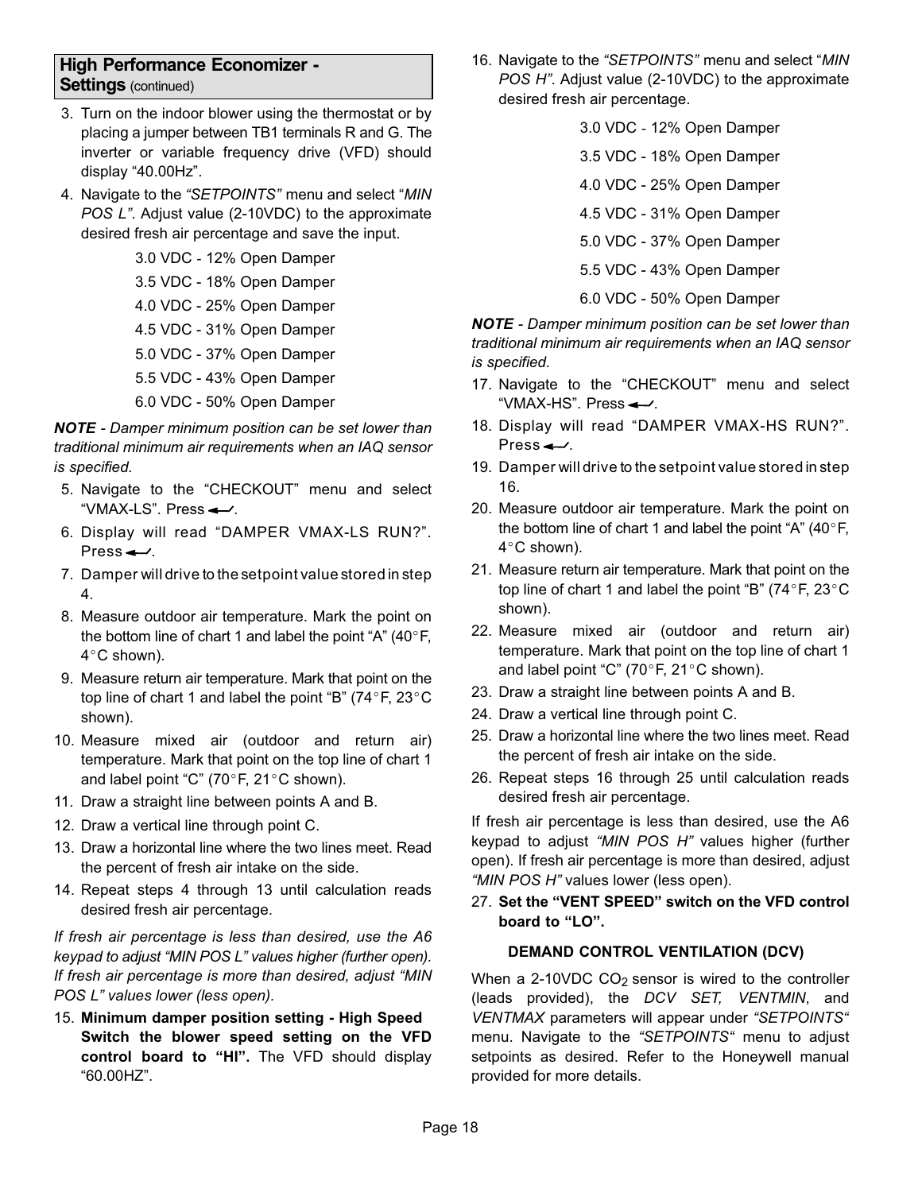## High Performance Economizer - Settings (continued)

3. Turn on the indoor blower using the thermostat or by placing a jumper between TB1 terminals R and G. The inverter or variable frequency drive (VFD) should display “40.00Hz”.
4. Navigate to the *“SETPOINTS”* menu and select “*MIN POS L”*. Adjust value (2-10VDC) to the approximate desired fresh air percentage and save the input.

   3.0 VDC - 12% Open Damper

   3.5 VDC - 18% Open Damper

   4.0 VDC - 25% Open Damper

   4.5 VDC - 31% Open Damper

   5.0 VDC - 37% Open Damper

   5.5 VDC - 43% Open Damper

   6.0 VDC - 50% Open Damper

***NOTE** - Damper minimum position can be set lower than traditional minimum air requirements when an IAQ sensor is specified.*

5. Navigate to the “CHECKOUT” menu and select “VMAX-LS”. Press ↵.
6. Display will read “DAMPER VMAX-LS RUN?”. Press ↵.
7. Damper will drive to the setpoint value stored in step 4.
8. Measure outdoor air temperature. Mark the point on the bottom line of chart 1 and label the point “A” (40°F, 4°C shown).
9. Measure return air temperature. Mark that point on the top line of chart 1 and label the point “B” (74°F, 23°C shown).
10. Measure mixed air (outdoor and return air) temperature. Mark that point on the top line of chart 1 and label point “C” (70°F, 21°C shown).
11. Draw a straight line between points A and B.
12. Draw a vertical line through point C.
13. Draw a horizontal line where the two lines meet. Read the percent of fresh air intake on the side.
14. Repeat steps 4 through 13 until calculation reads desired fresh air percentage.

*If fresh air percentage is less than desired, use the A6 keypad to adjust “MIN POS L” values higher (further open). If fresh air percentage is more than desired, adjust “MIN POS L” values lower (less open).*

15. **Minimum damper position setting - High Speed Switch the blower speed setting on the VFD control board to “HI”.** The VFD should display “60.00HZ”.
16. Navigate to the *“SETPOINTS”* menu and select “*MIN POS H”*. Adjust value (2-10VDC) to the approximate desired fresh air percentage.

   3.0 VDC - 12% Open Damper

   3.5 VDC - 18% Open Damper

   4.0 VDC - 25% Open Damper

   4.5 VDC - 31% Open Damper

   5.0 VDC - 37% Open Damper

   5.5 VDC - 43% Open Damper

   6.0 VDC - 50% Open Damper

***NOTE** - Damper minimum position can be set lower than traditional minimum air requirements when an IAQ sensor is specified.*

17. Navigate to the “CHECKOUT” menu and select “VMAX-HS”. Press ↵.
18. Display will read “DAMPER VMAX-HS RUN?”. Press ↵.
19. Damper will drive to the setpoint value stored in step 16.
20. Measure outdoor air temperature. Mark the point on the bottom line of chart 1 and label the point “A” (40°F, 4°C shown).
21. Measure return air temperature. Mark that point on the top line of chart 1 and label the point “B” (74°F, 23°C shown).
22. Measure mixed air (outdoor and return air) temperature. Mark that point on the top line of chart 1 and label point “C” (70°F, 21°C shown).
23. Draw a straight line between points A and B.
24. Draw a vertical line through point C.
25. Draw a horizontal line where the two lines meet. Read the percent of fresh air intake on the side.
26. Repeat steps 16 through 25 until calculation reads desired fresh air percentage.

If fresh air percentage is less than desired, use the A6 keypad to adjust *“MIN POS H”* values higher (further open). If fresh air percentage is more than desired, adjust *“MIN POS H”* values lower (less open).

27. **Set the “VENT SPEED” switch on the VFD control board to “LO”.**

### DEMAND CONTROL VENTILATION (DCV)

When a 2-10VDC $CO_2$ sensor is wired to the controller (leads provided), the *DCV SET, VENTMIN*, and *VENTMAX* parameters will appear under *“SETPOINTS“* menu. Navigate to the *“SETPOINTS“* menu to adjust setpoints as desired. Refer to the Honeywell manual provided for more details.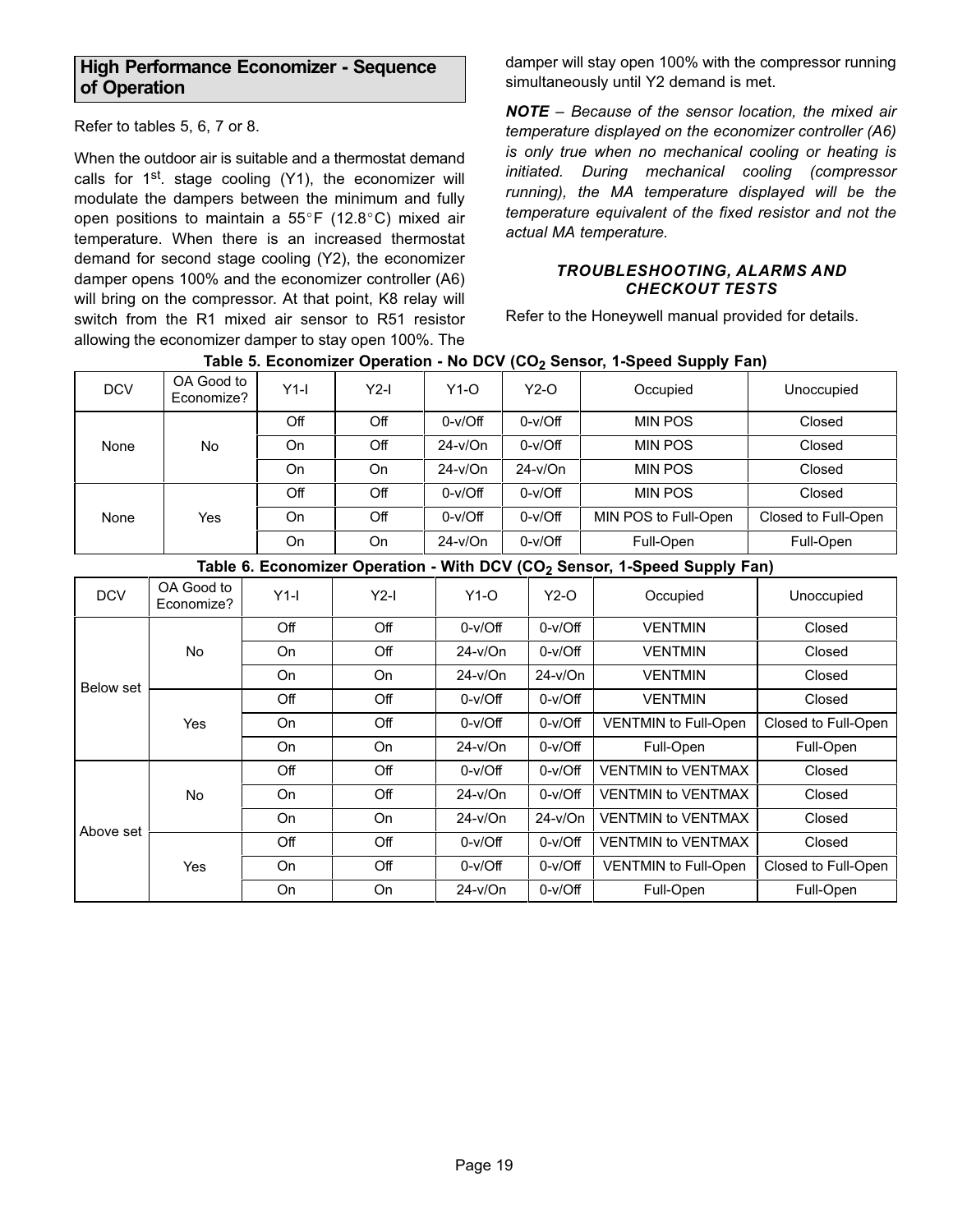## High Performance Economizer - Sequence of Operation

Refer to tables 5, 6, 7 or 8.

When the outdoor air is suitable and a thermostat demand calls for 1st. stage cooling (Y1), the economizer will modulate the dampers between the minimum and fully open positions to maintain a 55°F (12.8°C) mixed air temperature. When there is an increased thermostat demand for second stage cooling (Y2), the economizer damper opens 100% and the economizer controller (A6) will bring on the compressor. At that point, K8 relay will switch from the R1 mixed air sensor to R51 resistor allowing the economizer damper to stay open 100%. The damper will stay open 100% with the compressor running simultaneously until Y2 demand is met.

***NOTE** – Because of the sensor location, the mixed air temperature displayed on the economizer controller (A6) is only true when no mechanical cooling or heating is initiated. During mechanical cooling (compressor running), the MA temperature displayed will be the temperature equivalent of the fixed resistor and not the actual MA temperature.*

### *TROUBLESHOOTING, ALARMS AND CHECKOUT TESTS*

Refer to the Honeywell manual provided for details.

**Table 5. Economizer Operation - No DCV ($CO_2$ Sensor, 1-Speed Supply Fan)**

| DCV | OA Good to Economize? | Y1-I | Y2-I | Y1-O | Y2-O | Occupied | Unoccupied |
|---|---|---|---|---|---|---|---|
| None | No | Off | Off | 0-v/Off | 0-v/Off | MIN POS | Closed |
| | | On | Off | 24-v/On | 0-v/Off | MIN POS | Closed |
| | | On | On | 24-v/On | 24-v/On | MIN POS | Closed |
| None | Yes | Off | Off | 0-v/Off | 0-v/Off | MIN POS | Closed |
| | | On | Off | 0-v/Off | 0-v/Off | MIN POS to Full-Open | Closed to Full-Open |
| | | On | On | 24-v/On | 0-v/Off | Full-Open | Full-Open |

**Table 6. Economizer Operation - With DCV ($CO_2$ Sensor, 1-Speed Supply Fan)**

| DCV | OA Good to Economize? | Y1-I | Y2-I | Y1-O | Y2-O | Occupied | Unoccupied |
|---|---|---|---|---|---|---|---|
| Below set | No | Off | Off | 0-v/Off | 0-v/Off | VENTMIN | Closed |
| | | On | Off | 24-v/On | 0-v/Off | VENTMIN | Closed |
| | | On | On | 24-v/On | 24-v/On | VENTMIN | Closed |
| | Yes | Off | Off | 0-v/Off | 0-v/Off | VENTMIN | Closed |
| | | On | Off | 0-v/Off | 0-v/Off | VENTMIN to Full-Open | Closed to Full-Open |
| | | On | On | 24-v/On | 0-v/Off | Full-Open | Full-Open |
| Above set | No | Off | Off | 0-v/Off | 0-v/Off | VENTMIN to VENTMAX | Closed |
| | | On | Off | 24-v/On | 0-v/Off | VENTMIN to VENTMAX | Closed |
| | | On | On | 24-v/On | 24-v/On | VENTMIN to VENTMAX | Closed |
| | Yes | Off | Off | 0-v/Off | 0-v/Off | VENTMIN to VENTMAX | Closed |
| | | On | Off | 0-v/Off | 0-v/Off | VENTMIN to Full-Open | Closed to Full-Open |
| | | On | On | 24-v/On | 0-v/Off | Full-Open | Full-Open |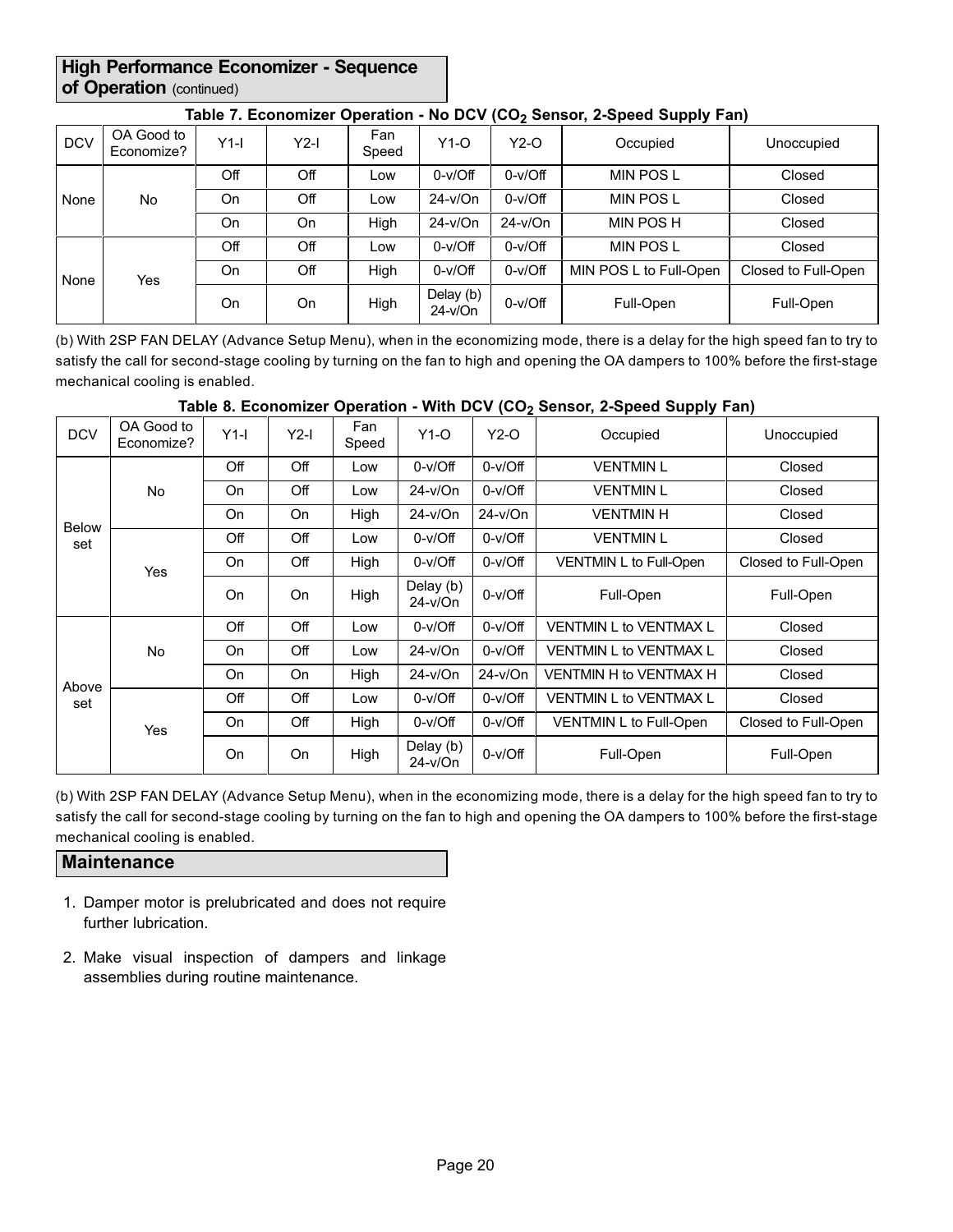## High Performance Economizer - Sequence of Operation (continued)

**Table 7. Economizer Operation - No DCV ($CO_2$ Sensor, 2-Speed Supply Fan)**

| DCV | OA Good to Economize? | Y1-I | Y2-I | Fan Speed | Y1-O | Y2-O | Occupied | Unoccupied |
|---|---|---|---|---|---|---|---|---|
| None | No | Off | Off | Low | 0-v/Off | 0-v/Off | MIN POS L | Closed |
| | | On | Off | Low | 24-v/On | 0-v/Off | MIN POS L | Closed |
| | | On | On | High | 24-v/On | 24-v/On | MIN POS H | Closed |
| None | Yes | Off | Off | Low | 0-v/Off | 0-v/Off | MIN POS L | Closed |
| | | On | Off | High | 0-v/Off | 0-v/Off | MIN POS L to Full-Open | Closed to Full-Open |
| | | On | On | High | Delay (b) 24-v/On | 0-v/Off | Full-Open | Full-Open |

(b) With 2SP FAN DELAY (Advance Setup Menu), when in the economizing mode, there is a delay for the high speed fan to try to satisfy the call for second-stage cooling by turning on the fan to high and opening the OA dampers to 100% before the first-stage mechanical cooling is enabled.

**Table 8. Economizer Operation - With DCV ($CO_2$ Sensor, 2-Speed Supply Fan)**

| DCV | OA Good to Economize? | Y1-I | Y2-I | Fan Speed | Y1-O | Y2-O | Occupied | Unoccupied |
|---|---|---|---|---|---|---|---|---|
| Below set | No | Off | Off | Low | 0-v/Off | 0-v/Off | VENTMIN L | Closed |
| | | On | Off | Low | 24-v/On | 0-v/Off | VENTMIN L | Closed |
| | | On | On | High | 24-v/On | 24-v/On | VENTMIN H | Closed |
| | Yes | Off | Off | Low | 0-v/Off | 0-v/Off | VENTMIN L | Closed |
| | | On | Off | High | 0-v/Off | 0-v/Off | VENTMIN L to Full-Open | Closed to Full-Open |
| | | On | On | High | Delay (b) 24-v/On | 0-v/Off | Full-Open | Full-Open |
| Above set | No | Off | Off | Low | 0-v/Off | 0-v/Off | VENTMIN L to VENTMAX L | Closed |
| | | On | Off | Low | 24-v/On | 0-v/Off | VENTMIN L to VENTMAX L | Closed |
| | | On | On | High | 24-v/On | 24-v/On | VENTMIN H to VENTMAX H | Closed |
| | Yes | Off | Off | Low | 0-v/Off | 0-v/Off | VENTMIN L to VENTMAX L | Closed |
| | | On | Off | High | 0-v/Off | 0-v/Off | VENTMIN L to Full-Open | Closed to Full-Open |
| | | On | On | High | Delay (b) 24-v/On | 0-v/Off | Full-Open | Full-Open |

(b) With 2SP FAN DELAY (Advance Setup Menu), when in the economizing mode, there is a delay for the high speed fan to try to satisfy the call for second-stage cooling by turning on the fan to high and opening the OA dampers to 100% before the first-stage mechanical cooling is enabled.

## Maintenance

1. Damper motor is prelubricated and does not require further lubrication.
2. Make visual inspection of dampers and linkage assemblies during routine maintenance.